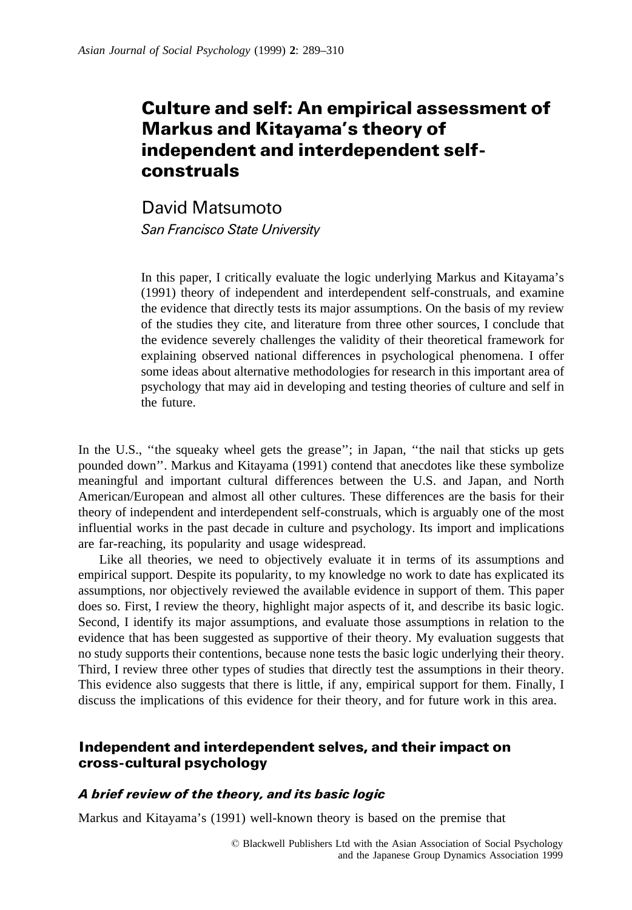# Culture and self: An empirical assessment of Markus and Kitayama's theory of independent and interdependent self-construals

David Matsumoto

*San Francisco State University*

In this paper, I critically evaluate the logic underlying Markus and Kitayama's (1991) theory of independent and interdependent self-construals, and examine the evidence that directly tests its major assumptions. On the basis of my review of the studies they cite, and literature from three other sources, I conclude that the evidence severely challenges the validity of their theoretical framework for explaining observed national differences in psychological phenomena. I offer some ideas about alternative methodologies for research in this important area of psychology that may aid in developing and testing theories of culture and self in the future.

In the U.S., ''the squeaky wheel gets the grease''; in Japan, ''the nail that sticks up gets pounded down''. Markus and Kitayama (1991) contend that anecdotes like these symbolize meaningful and important cultural differences between the U.S. and Japan, and North American/European and almost all other cultures. These differences are the basis for their theory of independent and interdependent self-construals, which is arguably one of the most influential works in the past decade in culture and psychology. Its import and implications are far-reaching, its popularity and usage widespread.

Like all theories, we need to objectively evaluate it in terms of its assumptions and empirical support. Despite its popularity, to my knowledge no work to date has explicated its assumptions, nor objectively reviewed the available evidence in support of them. This paper does so. First, I review the theory, highlight major aspects of it, and describe its basic logic. Second, I identify its major assumptions, and evaluate those assumptions in relation to the evidence that has been suggested as supportive of their theory. My evaluation suggests that no study supports their contentions, because none tests the basic logic underlying their theory. Third, I review three other types of studies that directly test the assumptions in their theory. This evidence also suggests that there is little, if any, empirical support for them. Finally, I discuss the implications of this evidence for their theory, and for future work in this area.

## Independent and interdependent selves, and their impact on cross-cultural psychology

### *A brief review of the theory, and its basic logic*

Markus and Kitayama's (1991) well-known theory is based on the premise that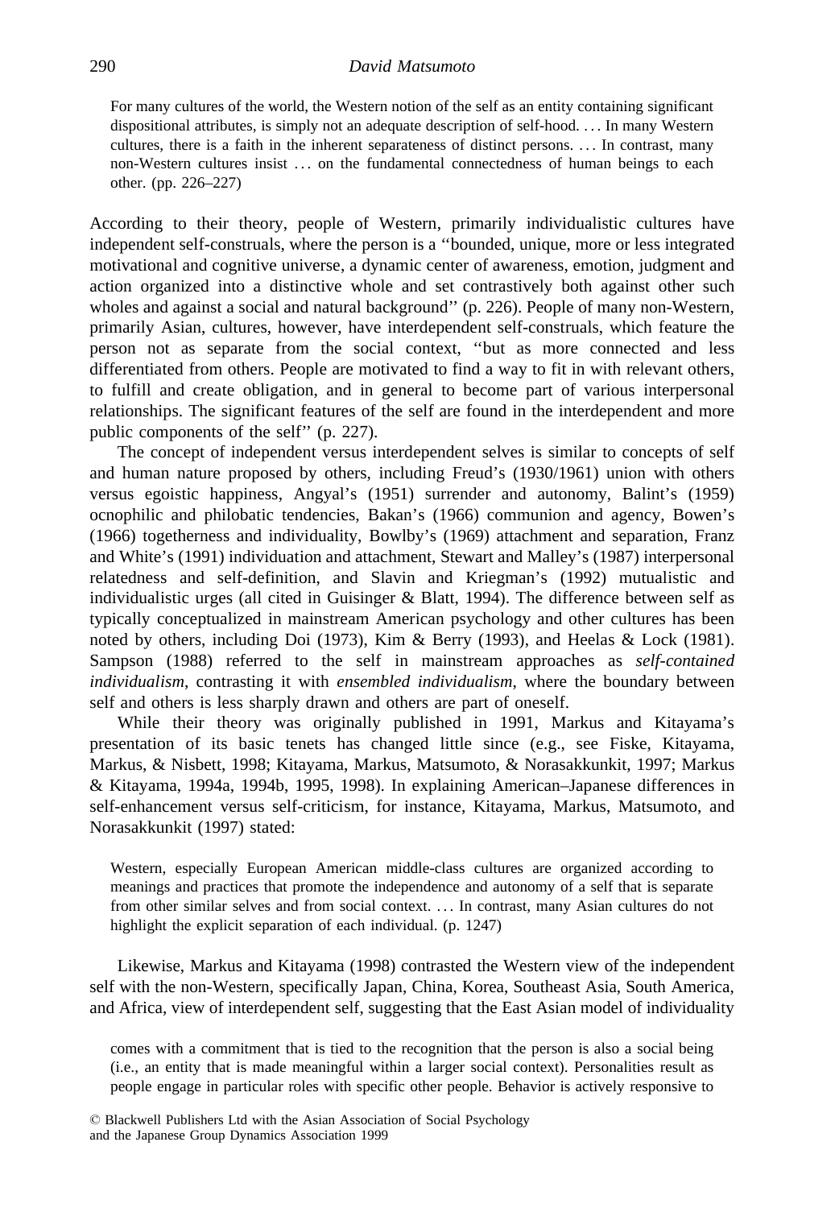> For many cultures of the world, the Western notion of the self as an entity containing significant dispositional attributes, is simply not an adequate description of self-hood. . . . In many Western cultures, there is a faith in the inherent separateness of distinct persons. . . . In contrast, many non-Western cultures insist . . . on the fundamental connectedness of human beings to each other. (pp. 226–227)

According to their theory, people of Western, primarily individualistic cultures have independent self-construals, where the person is a ''bounded, unique, more or less integrated motivational and cognitive universe, a dynamic center of awareness, emotion, judgment and action organized into a distinctive whole and set contrastively both against other such wholes and against a social and natural background'' (p. 226). People of many non-Western, primarily Asian, cultures, however, have interdependent self-construals, which feature the person not as separate from the social context, ''but as more connected and less differentiated from others. People are motivated to find a way to fit in with relevant others, to fulfill and create obligation, and in general to become part of various interpersonal relationships. The significant features of the self are found in the interdependent and more public components of the self'' (p. 227).

The concept of independent versus interdependent selves is similar to concepts of self and human nature proposed by others, including Freud's (1930/1961) union with others versus egoistic happiness, Angyal's (1951) surrender and autonomy, Balint's (1959) ocnophilic and philobatic tendencies, Bakan's (1966) communion and agency, Bowen's (1966) togetherness and individuality, Bowlby's (1969) attachment and separation, Franz and White's (1991) individuation and attachment, Stewart and Malley's (1987) interpersonal relatedness and self-definition, and Slavin and Kriegman's (1992) mutualistic and individualistic urges (all cited in Guisinger & Blatt, 1994). The difference between self as typically conceptualized in mainstream American psychology and other cultures has been noted by others, including Doi (1973), Kim & Berry (1993), and Heelas & Lock (1981). Sampson (1988) referred to the self in mainstream approaches as *self-contained individualism*, contrasting it with *ensembled individualism*, where the boundary between self and others is less sharply drawn and others are part of oneself.

While their theory was originally published in 1991, Markus and Kitayama's presentation of its basic tenets has changed little since (e.g., see Fiske, Kitayama, Markus, & Nisbett, 1998; Kitayama, Markus, Matsumoto, & Norasakkunkit, 1997; Markus & Kitayama, 1994a, 1994b, 1995, 1998). In explaining American–Japanese differences in self-enhancement versus self-criticism, for instance, Kitayama, Markus, Matsumoto, and Norasakkunkit (1997) stated:

> Western, especially European American middle-class cultures are organized according to meanings and practices that promote the independence and autonomy of a self that is separate from other similar selves and from social context. . . . In contrast, many Asian cultures do not highlight the explicit separation of each individual. (p. 1247)

Likewise, Markus and Kitayama (1998) contrasted the Western view of the independent self with the non-Western, specifically Japan, China, Korea, Southeast Asia, South America, and Africa, view of interdependent self, suggesting that the East Asian model of individuality

> comes with a commitment that is tied to the recognition that the person is also a social being (i.e., an entity that is made meaningful within a larger social context). Personalities result as people engage in particular roles with specific other people. Behavior is actively responsive to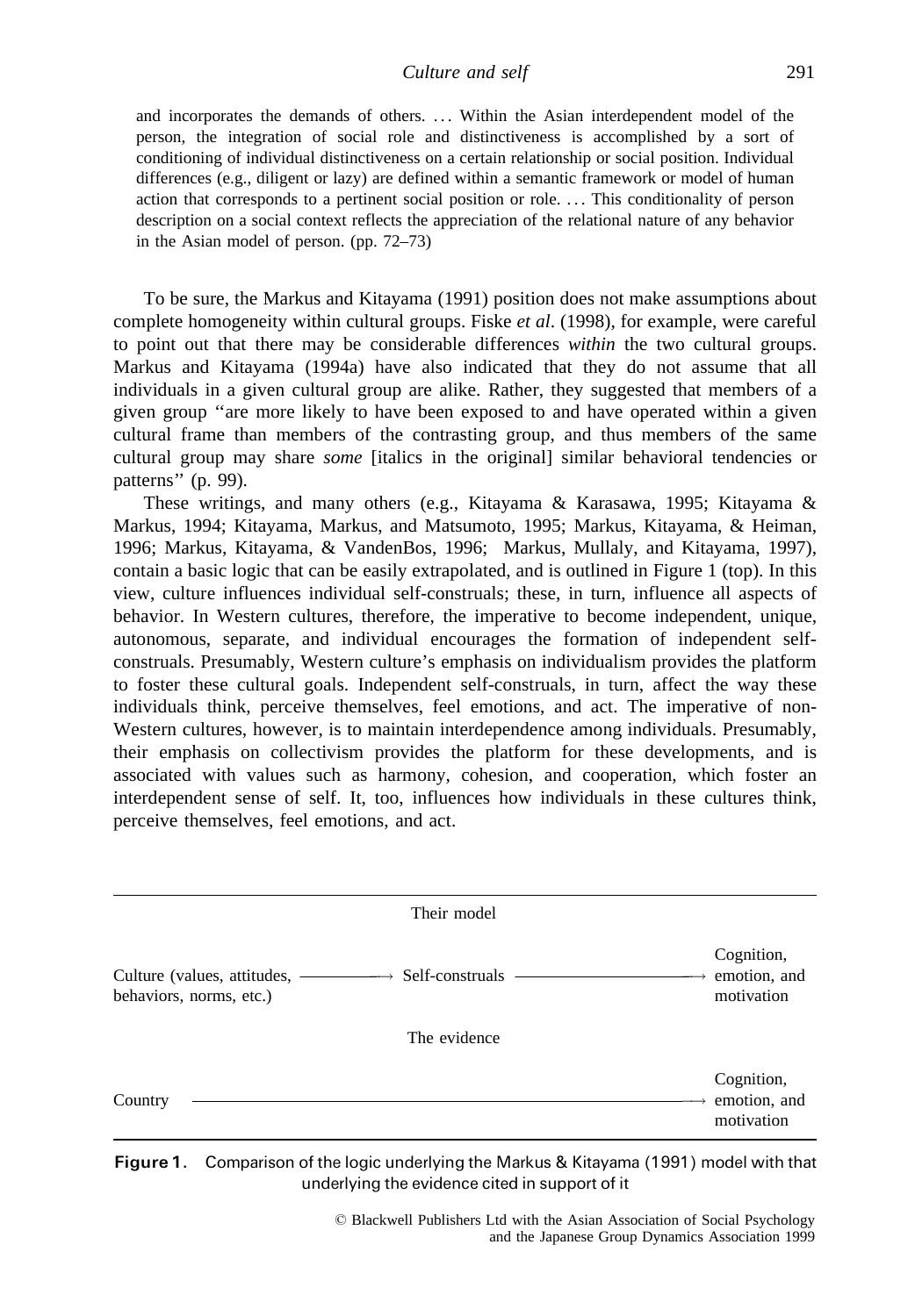and incorporates the demands of others. ... Within the Asian interdependent model of the person, the integration of social role and distinctiveness is accomplished by a sort of conditioning of individual distinctiveness on a certain relationship or social position. Individual differences (e.g., diligent or lazy) are defined within a semantic framework or model of human action that corresponds to a pertinent social position or role. ... This conditionality of person description on a social context reflects the appreciation of the relational nature of any behavior in the Asian model of person. (pp. 72–73)

To be sure, the Markus and Kitayama (1991) position does not make assumptions about complete homogeneity within cultural groups. Fiske *et al*. (1998), for example, were careful to point out that there may be considerable differences *within* the two cultural groups. Markus and Kitayama (1994a) have also indicated that they do not assume that all individuals in a given cultural group are alike. Rather, they suggested that members of a given group "are more likely to have been exposed to and have operated within a given cultural frame than members of the contrasting group, and thus members of the same cultural group may share *some* [italics in the original] similar behavioral tendencies or patterns" (p. 99).

These writings, and many others (e.g., Kitayama & Karasawa, 1995; Kitayama & Markus, 1994; Kitayama, Markus, and Matsumoto, 1995; Markus, Kitayama, & Heiman, 1996; Markus, Kitayama, & VandenBos, 1996; Markus, Mullaly, and Kitayama, 1997), contain a basic logic that can be easily extrapolated, and is outlined in Figure 1 (top). In this view, culture influences individual self-construals; these, in turn, influence all aspects of behavior. In Western cultures, therefore, the imperative to become independent, unique, autonomous, separate, and individual encourages the formation of independent self-construals. Presumably, Western culture's emphasis on individualism provides the platform to foster these cultural goals. Independent self-construals, in turn, affect the way these individuals think, perceive themselves, feel emotions, and act. The imperative of non-Western cultures, however, is to maintain interdependence among individuals. Presumably, their emphasis on collectivism provides the platform for these developments, and is associated with values such as harmony, cohesion, and cooperation, which foster an interdependent sense of self. It, too, influences how individuals in these cultures think, perceive themselves, feel emotions, and act.

Their model

Culture (values, attitudes, behaviors, norms, etc.) ⟶ Self-construals ⟶ Cognition, emotion, and motivation

The evidence

Country ⟶ Cognition, emotion, and motivation

**Figure 1.** Comparison of the logic underlying the Markus & Kitayama (1991) model with that underlying the evidence cited in support of it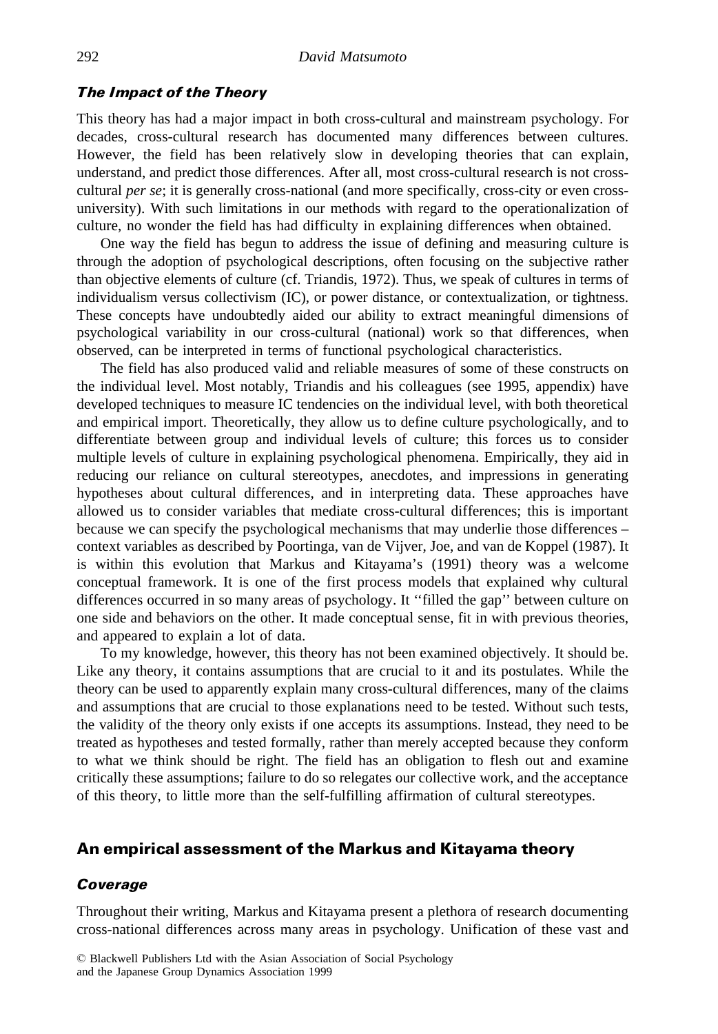### *The Impact of the Theory*

This theory has had a major impact in both cross-cultural and mainstream psychology. For decades, cross-cultural research has documented many differences between cultures. However, the field has been relatively slow in developing theories that can explain, understand, and predict those differences. After all, most cross-cultural research is not cross-cultural *per se*; it is generally cross-national (and more specifically, cross-city or even cross-university). With such limitations in our methods with regard to the operationalization of culture, no wonder the field has had difficulty in explaining differences when obtained.

One way the field has begun to address the issue of defining and measuring culture is through the adoption of psychological descriptions, often focusing on the subjective rather than objective elements of culture (cf. Triandis, 1972). Thus, we speak of cultures in terms of individualism versus collectivism (IC), or power distance, or contextualization, or tightness. These concepts have undoubtedly aided our ability to extract meaningful dimensions of psychological variability in our cross-cultural (national) work so that differences, when observed, can be interpreted in terms of functional psychological characteristics.

The field has also produced valid and reliable measures of some of these constructs on the individual level. Most notably, Triandis and his colleagues (see 1995, appendix) have developed techniques to measure IC tendencies on the individual level, with both theoretical and empirical import. Theoretically, they allow us to define culture psychologically, and to differentiate between group and individual levels of culture; this forces us to consider multiple levels of culture in explaining psychological phenomena. Empirically, they aid in reducing our reliance on cultural stereotypes, anecdotes, and impressions in generating hypotheses about cultural differences, and in interpreting data. These approaches have allowed us to consider variables that mediate cross-cultural differences; this is important because we can specify the psychological mechanisms that may underlie those differences – context variables as described by Poortinga, van de Vijver, Joe, and van de Koppel (1987). It is within this evolution that Markus and Kitayama's (1991) theory was a welcome conceptual framework. It is one of the first process models that explained why cultural differences occurred in so many areas of psychology. It ''filled the gap'' between culture on one side and behaviors on the other. It made conceptual sense, fit in with previous theories, and appeared to explain a lot of data.

To my knowledge, however, this theory has not been examined objectively. It should be. Like any theory, it contains assumptions that are crucial to it and its postulates. While the theory can be used to apparently explain many cross-cultural differences, many of the claims and assumptions that are crucial to those explanations need to be tested. Without such tests, the validity of the theory only exists if one accepts its assumptions. Instead, they need to be treated as hypotheses and tested formally, rather than merely accepted because they conform to what we think should be right. The field has an obligation to flesh out and examine critically these assumptions; failure to do so relegates our collective work, and the acceptance of this theory, to little more than the self-fulfilling affirmation of cultural stereotypes.

## An empirical assessment of the Markus and Kitayama theory

### *Coverage*

Throughout their writing, Markus and Kitayama present a plethora of research documenting cross-national differences across many areas in psychology. Unification of these vast and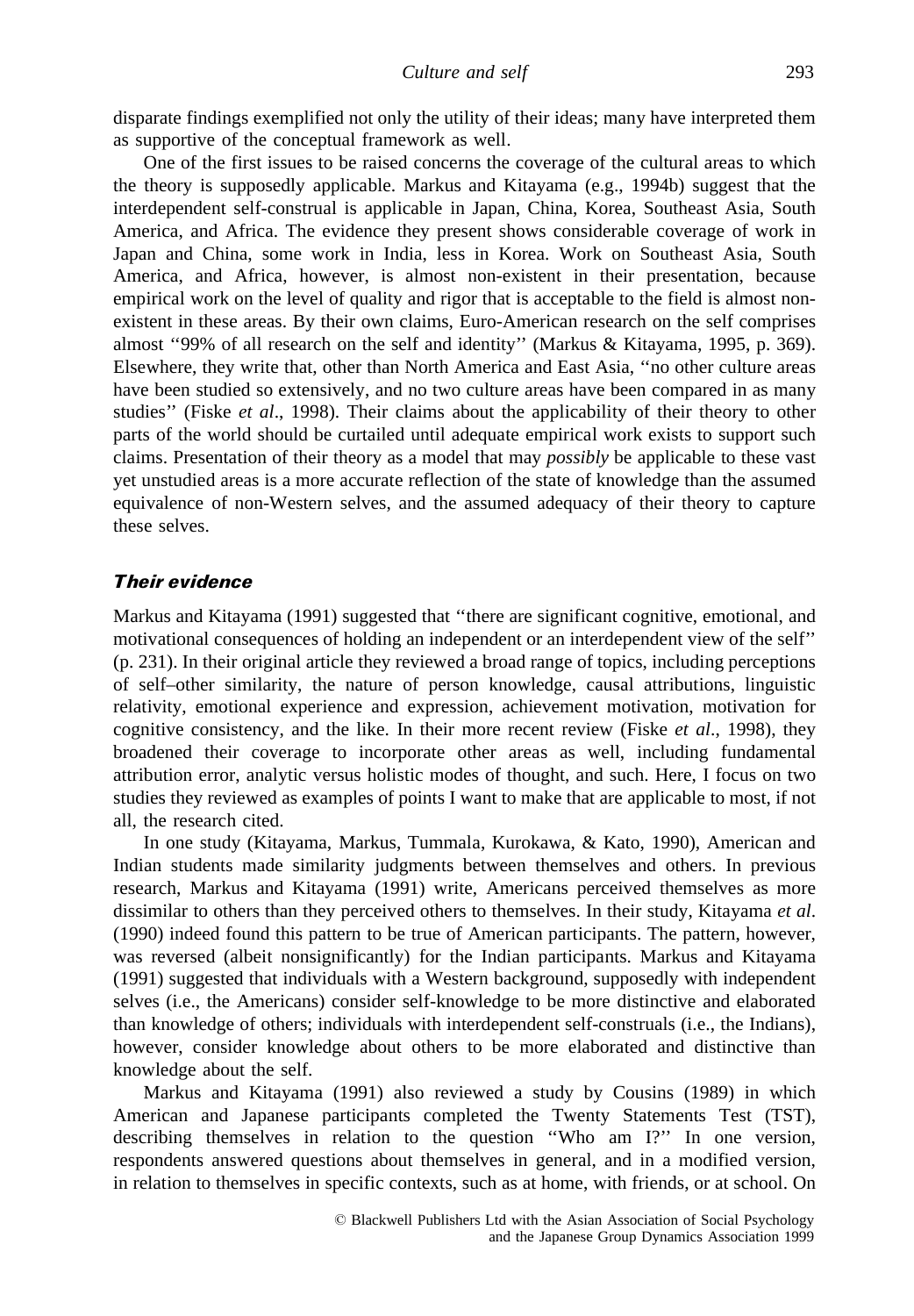disparate findings exemplified not only the utility of their ideas; many have interpreted them as supportive of the conceptual framework as well.

One of the first issues to be raised concerns the coverage of the cultural areas to which the theory is supposedly applicable. Markus and Kitayama (e.g., 1994b) suggest that the interdependent self-construal is applicable in Japan, China, Korea, Southeast Asia, South America, and Africa. The evidence they present shows considerable coverage of work in Japan and China, some work in India, less in Korea. Work on Southeast Asia, South America, and Africa, however, is almost non-existent in their presentation, because empirical work on the level of quality and rigor that is acceptable to the field is almost non-existent in these areas. By their own claims, Euro-American research on the self comprises almost ''99% of all research on the self and identity'' (Markus & Kitayama, 1995, p. 369). Elsewhere, they write that, other than North America and East Asia, ''no other culture areas have been studied so extensively, and no two culture areas have been compared in as many studies'' (Fiske *et al*., 1998). Their claims about the applicability of their theory to other parts of the world should be curtailed until adequate empirical work exists to support such claims. Presentation of their theory as a model that may *possibly* be applicable to these vast yet unstudied areas is a more accurate reflection of the state of knowledge than the assumed equivalence of non-Western selves, and the assumed adequacy of their theory to capture these selves.

### *Their evidence*

Markus and Kitayama (1991) suggested that ''there are significant cognitive, emotional, and motivational consequences of holding an independent or an interdependent view of the self'' (p. 231). In their original article they reviewed a broad range of topics, including perceptions of self–other similarity, the nature of person knowledge, causal attributions, linguistic relativity, emotional experience and expression, achievement motivation, motivation for cognitive consistency, and the like. In their more recent review (Fiske *et al*., 1998), they broadened their coverage to incorporate other areas as well, including fundamental attribution error, analytic versus holistic modes of thought, and such. Here, I focus on two studies they reviewed as examples of points I want to make that are applicable to most, if not all, the research cited.

In one study (Kitayama, Markus, Tummala, Kurokawa, & Kato, 1990), American and Indian students made similarity judgments between themselves and others. In previous research, Markus and Kitayama (1991) write, Americans perceived themselves as more dissimilar to others than they perceived others to themselves. In their study, Kitayama *et al*. (1990) indeed found this pattern to be true of American participants. The pattern, however, was reversed (albeit nonsignificantly) for the Indian participants. Markus and Kitayama (1991) suggested that individuals with a Western background, supposedly with independent selves (i.e., the Americans) consider self-knowledge to be more distinctive and elaborated than knowledge of others; individuals with interdependent self-construals (i.e., the Indians), however, consider knowledge about others to be more elaborated and distinctive than knowledge about the self.

Markus and Kitayama (1991) also reviewed a study by Cousins (1989) in which American and Japanese participants completed the Twenty Statements Test (TST), describing themselves in relation to the question ''Who am I?'' In one version, respondents answered questions about themselves in general, and in a modified version, in relation to themselves in specific contexts, such as at home, with friends, or at school. On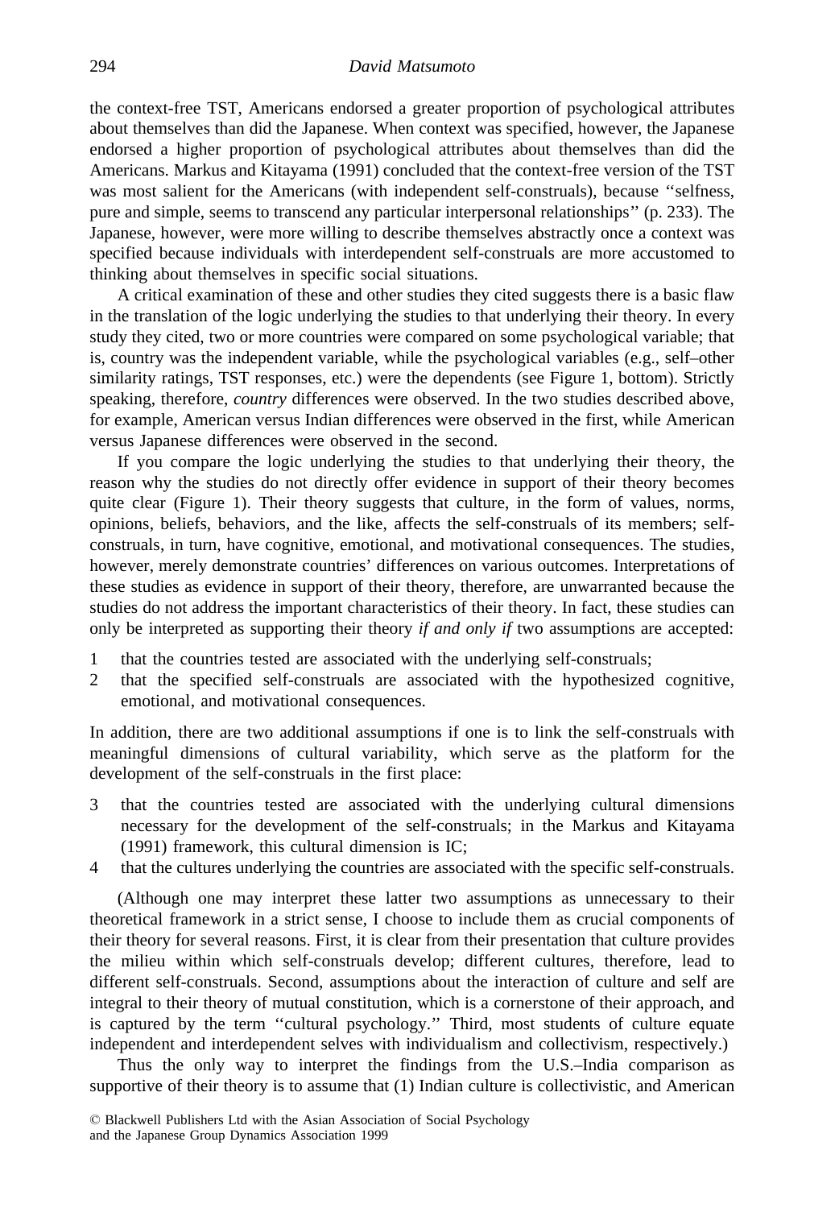the context-free TST, Americans endorsed a greater proportion of psychological attributes about themselves than did the Japanese. When context was specified, however, the Japanese endorsed a higher proportion of psychological attributes about themselves than did the Americans. Markus and Kitayama (1991) concluded that the context-free version of the TST was most salient for the Americans (with independent self-construals), because ''selfness, pure and simple, seems to transcend any particular interpersonal relationships'' (p. 233). The Japanese, however, were more willing to describe themselves abstractly once a context was specified because individuals with interdependent self-construals are more accustomed to thinking about themselves in specific social situations.

A critical examination of these and other studies they cited suggests there is a basic flaw in the translation of the logic underlying the studies to that underlying their theory. In every study they cited, two or more countries were compared on some psychological variable; that is, country was the independent variable, while the psychological variables (e.g., self–other similarity ratings, TST responses, etc.) were the dependents (see Figure 1, bottom). Strictly speaking, therefore, *country* differences were observed. In the two studies described above, for example, American versus Indian differences were observed in the first, while American versus Japanese differences were observed in the second.

If you compare the logic underlying the studies to that underlying their theory, the reason why the studies do not directly offer evidence in support of their theory becomes quite clear (Figure 1). Their theory suggests that culture, in the form of values, norms, opinions, beliefs, behaviors, and the like, affects the self-construals of its members; self-construals, in turn, have cognitive, emotional, and motivational consequences. The studies, however, merely demonstrate countries' differences on various outcomes. Interpretations of these studies as evidence in support of their theory, therefore, are unwarranted because the studies do not address the important characteristics of their theory. In fact, these studies can only be interpreted as supporting their theory *if and only if* two assumptions are accepted:

1. that the countries tested are associated with the underlying self-construals;
2. that the specified self-construals are associated with the hypothesized cognitive, emotional, and motivational consequences.

In addition, there are two additional assumptions if one is to link the self-construals with meaningful dimensions of cultural variability, which serve as the platform for the development of the self-construals in the first place:

3. that the countries tested are associated with the underlying cultural dimensions necessary for the development of the self-construals; in the Markus and Kitayama (1991) framework, this cultural dimension is IC;
4. that the cultures underlying the countries are associated with the specific self-construals.

(Although one may interpret these latter two assumptions as unnecessary to their theoretical framework in a strict sense, I choose to include them as crucial components of their theory for several reasons. First, it is clear from their presentation that culture provides the milieu within which self-construals develop; different cultures, therefore, lead to different self-construals. Second, assumptions about the interaction of culture and self are integral to their theory of mutual constitution, which is a cornerstone of their approach, and is captured by the term ''cultural psychology.'' Third, most students of culture equate independent and interdependent selves with individualism and collectivism, respectively.)

Thus the only way to interpret the findings from the U.S.–India comparison as supportive of their theory is to assume that (1) Indian culture is collectivistic, and American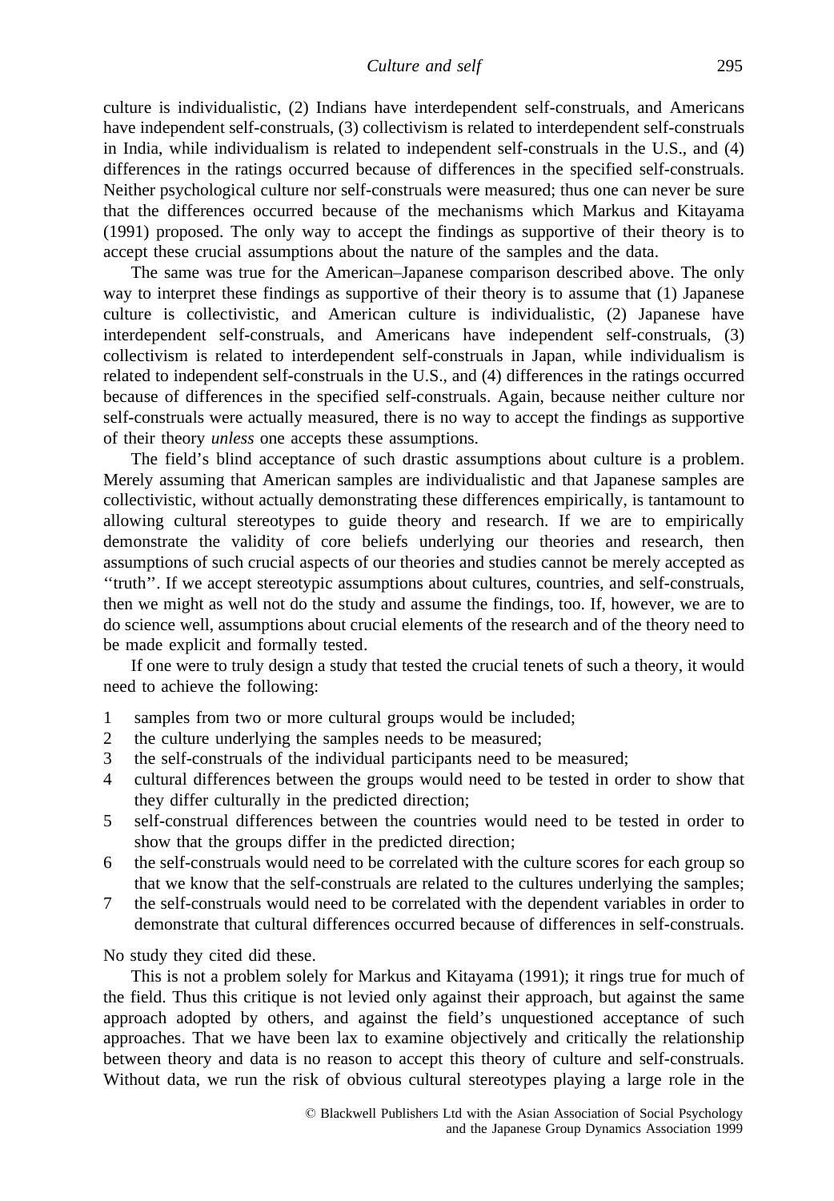culture is individualistic, (2) Indians have interdependent self-construals, and Americans have independent self-construals, (3) collectivism is related to interdependent self-construals in India, while individualism is related to independent self-construals in the U.S., and (4) differences in the ratings occurred because of differences in the specified self-construals. Neither psychological culture nor self-construals were measured; thus one can never be sure that the differences occurred because of the mechanisms which Markus and Kitayama (1991) proposed. The only way to accept the findings as supportive of their theory is to accept these crucial assumptions about the nature of the samples and the data.

The same was true for the American–Japanese comparison described above. The only way to interpret these findings as supportive of their theory is to assume that (1) Japanese culture is collectivistic, and American culture is individualistic, (2) Japanese have interdependent self-construals, and Americans have independent self-construals, (3) collectivism is related to interdependent self-construals in Japan, while individualism is related to independent self-construals in the U.S., and (4) differences in the ratings occurred because of differences in the specified self-construals. Again, because neither culture nor self-construals were actually measured, there is no way to accept the findings as supportive of their theory *unless* one accepts these assumptions.

The field's blind acceptance of such drastic assumptions about culture is a problem. Merely assuming that American samples are individualistic and that Japanese samples are collectivistic, without actually demonstrating these differences empirically, is tantamount to allowing cultural stereotypes to guide theory and research. If we are to empirically demonstrate the validity of core beliefs underlying our theories and research, then assumptions of such crucial aspects of our theories and studies cannot be merely accepted as ''truth''. If we accept stereotypic assumptions about cultures, countries, and self-construals, then we might as well not do the study and assume the findings, too. If, however, we are to do science well, assumptions about crucial elements of the research and of the theory need to be made explicit and formally tested.

If one were to truly design a study that tested the crucial tenets of such a theory, it would need to achieve the following:

1. samples from two or more cultural groups would be included;
2. the culture underlying the samples needs to be measured;
3. the self-construals of the individual participants need to be measured;
4. cultural differences between the groups would need to be tested in order to show that they differ culturally in the predicted direction;
5. self-construal differences between the countries would need to be tested in order to show that the groups differ in the predicted direction;
6. the self-construals would need to be correlated with the culture scores for each group so that we know that the self-construals are related to the cultures underlying the samples;
7. the self-construals would need to be correlated with the dependent variables in order to demonstrate that cultural differences occurred because of differences in self-construals.

No study they cited did these.

This is not a problem solely for Markus and Kitayama (1991); it rings true for much of the field. Thus this critique is not levied only against their approach, but against the same approach adopted by others, and against the field's unquestioned acceptance of such approaches. That we have been lax to examine objectively and critically the relationship between theory and data is no reason to accept this theory of culture and self-construals. Without data, we run the risk of obvious cultural stereotypes playing a large role in the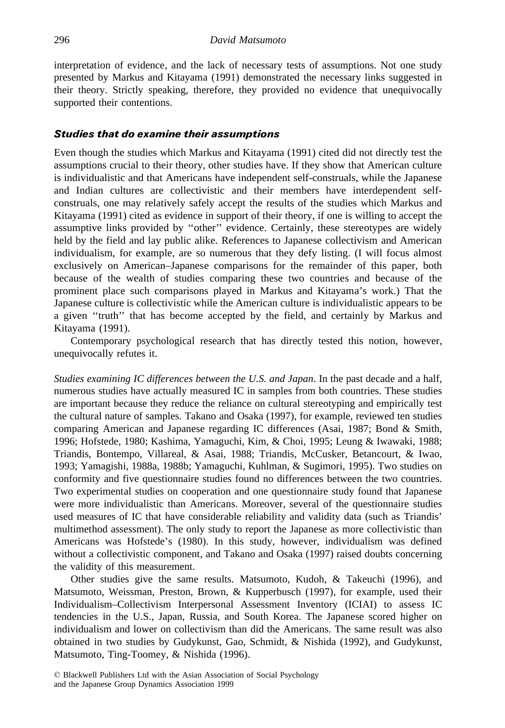interpretation of evidence, and the lack of necessary tests of assumptions. Not one study presented by Markus and Kitayama (1991) demonstrated the necessary links suggested in their theory. Strictly speaking, therefore, they provided no evidence that unequivocally supported their contentions.

### *Studies that do examine their assumptions*

Even though the studies which Markus and Kitayama (1991) cited did not directly test the assumptions crucial to their theory, other studies have. If they show that American culture is individualistic and that Americans have independent self-construals, while the Japanese and Indian cultures are collectivistic and their members have interdependent self-construals, one may relatively safely accept the results of the studies which Markus and Kitayama (1991) cited as evidence in support of their theory, if one is willing to accept the assumptive links provided by ''other'' evidence. Certainly, these stereotypes are widely held by the field and lay public alike. References to Japanese collectivism and American individualism, for example, are so numerous that they defy listing. (I will focus almost exclusively on American–Japanese comparisons for the remainder of this paper, both because of the wealth of studies comparing these two countries and because of the prominent place such comparisons played in Markus and Kitayama's work.) That the Japanese culture is collectivistic while the American culture is individualistic appears to be a given ''truth'' that has become accepted by the field, and certainly by Markus and Kitayama (1991).

Contemporary psychological research that has directly tested this notion, however, unequivocally refutes it.

*Studies examining IC differences between the U.S. and Japan*. In the past decade and a half, numerous studies have actually measured IC in samples from both countries. These studies are important because they reduce the reliance on cultural stereotyping and empirically test the cultural nature of samples. Takano and Osaka (1997), for example, reviewed ten studies comparing American and Japanese regarding IC differences (Asai, 1987; Bond & Smith, 1996; Hofstede, 1980; Kashima, Yamaguchi, Kim, & Choi, 1995; Leung & Iwawaki, 1988; Triandis, Bontempo, Villareal, & Asai, 1988; Triandis, McCusker, Betancourt, & Iwao, 1993; Yamagishi, 1988a, 1988b; Yamaguchi, Kuhlman, & Sugimori, 1995). Two studies on conformity and five questionnaire studies found no differences between the two countries. Two experimental studies on cooperation and one questionnaire study found that Japanese were more individualistic than Americans. Moreover, several of the questionnaire studies used measures of IC that have considerable reliability and validity data (such as Triandis' multimethod assessment). The only study to report the Japanese as more collectivistic than Americans was Hofstede's (1980). In this study, however, individualism was defined without a collectivistic component, and Takano and Osaka (1997) raised doubts concerning the validity of this measurement.

Other studies give the same results. Matsumoto, Kudoh, & Takeuchi (1996), and Matsumoto, Weissman, Preston, Brown, & Kupperbusch (1997), for example, used their Individualism–Collectivism Interpersonal Assessment Inventory (ICIAI) to assess IC tendencies in the U.S., Japan, Russia, and South Korea. The Japanese scored higher on individualism and lower on collectivism than did the Americans. The same result was also obtained in two studies by Gudykunst, Gao, Schmidt, & Nishida (1992), and Gudykunst, Matsumoto, Ting-Toomey, & Nishida (1996).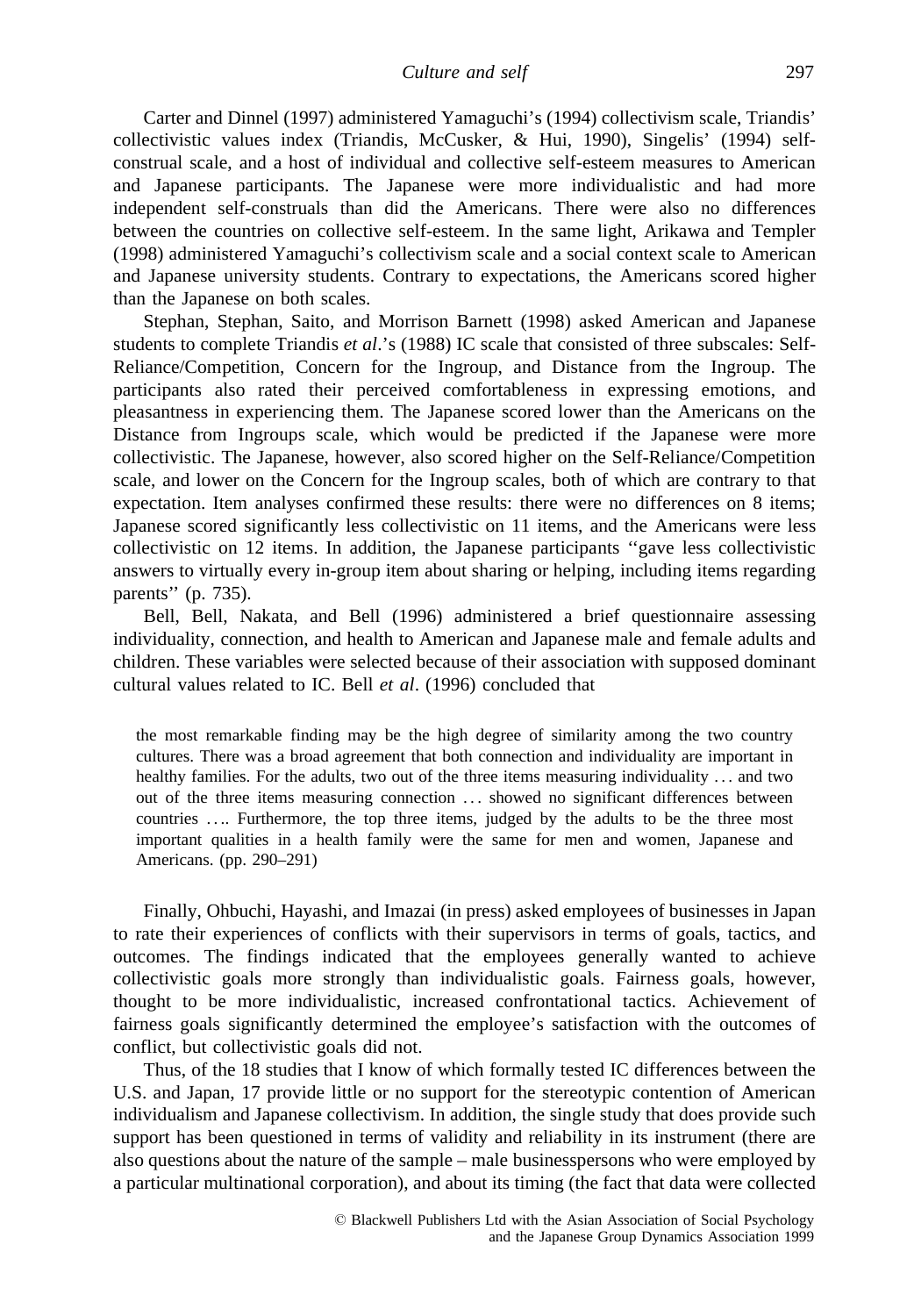Carter and Dinnel (1997) administered Yamaguchi's (1994) collectivism scale, Triandis' collectivistic values index (Triandis, McCusker, & Hui, 1990), Singelis' (1994) self-construal scale, and a host of individual and collective self-esteem measures to American and Japanese participants. The Japanese were more individualistic and had more independent self-construals than did the Americans. There were also no differences between the countries on collective self-esteem. In the same light, Arikawa and Templer (1998) administered Yamaguchi's collectivism scale and a social context scale to American and Japanese university students. Contrary to expectations, the Americans scored higher than the Japanese on both scales.

Stephan, Stephan, Saito, and Morrison Barnett (1998) asked American and Japanese students to complete Triandis *et al*.'s (1988) IC scale that consisted of three subscales: Self-Reliance/Competition, Concern for the Ingroup, and Distance from the Ingroup. The participants also rated their perceived comfortableness in expressing emotions, and pleasantness in experiencing them. The Japanese scored lower than the Americans on the Distance from Ingroups scale, which would be predicted if the Japanese were more collectivistic. The Japanese, however, also scored higher on the Self-Reliance/Competition scale, and lower on the Concern for the Ingroup scales, both of which are contrary to that expectation. Item analyses confirmed these results: there were no differences on 8 items; Japanese scored significantly less collectivistic on 11 items, and the Americans were less collectivistic on 12 items. In addition, the Japanese participants ''gave less collectivistic answers to virtually every in-group item about sharing or helping, including items regarding parents'' (p. 735).

Bell, Bell, Nakata, and Bell (1996) administered a brief questionnaire assessing individuality, connection, and health to American and Japanese male and female adults and children. These variables were selected because of their association with supposed dominant cultural values related to IC. Bell *et al*. (1996) concluded that

> the most remarkable finding may be the high degree of similarity among the two country cultures. There was a broad agreement that both connection and individuality are important in healthy families. For the adults, two out of the three items measuring individuality ... and two out of the three items measuring connection ... showed no significant differences between countries .... Furthermore, the top three items, judged by the adults to be the three most important qualities in a health family were the same for men and women, Japanese and Americans. (pp. 290–291)

Finally, Ohbuchi, Hayashi, and Imazai (in press) asked employees of businesses in Japan to rate their experiences of conflicts with their supervisors in terms of goals, tactics, and outcomes. The findings indicated that the employees generally wanted to achieve collectivistic goals more strongly than individualistic goals. Fairness goals, however, thought to be more individualistic, increased confrontational tactics. Achievement of fairness goals significantly determined the employee's satisfaction with the outcomes of conflict, but collectivistic goals did not.

Thus, of the 18 studies that I know of which formally tested IC differences between the U.S. and Japan, 17 provide little or no support for the stereotypic contention of American individualism and Japanese collectivism. In addition, the single study that does provide such support has been questioned in terms of validity and reliability in its instrument (there are also questions about the nature of the sample – male businesspersons who were employed by a particular multinational corporation), and about its timing (the fact that data were collected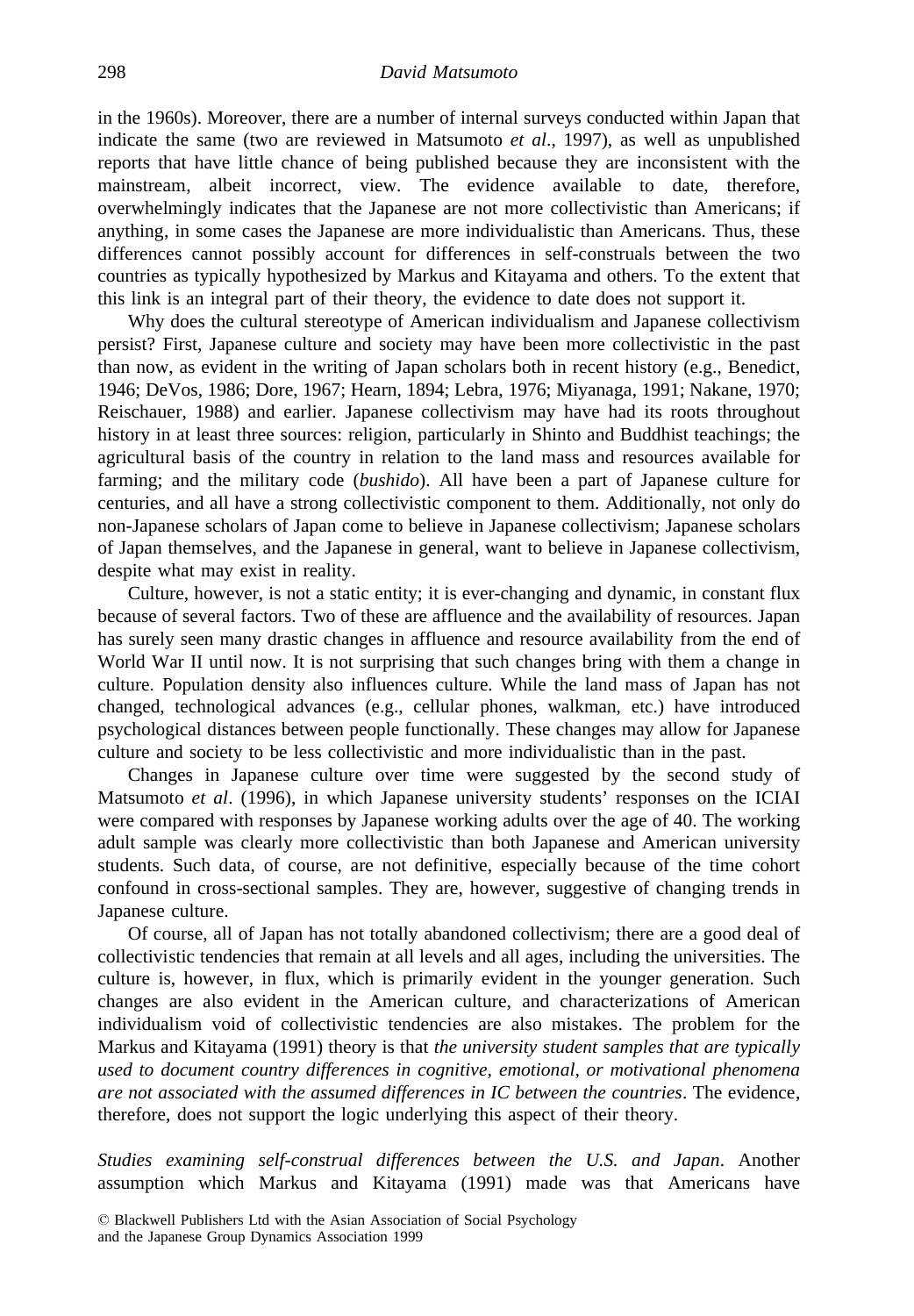in the 1960s). Moreover, there are a number of internal surveys conducted within Japan that indicate the same (two are reviewed in Matsumoto *et al*., 1997), as well as unpublished reports that have little chance of being published because they are inconsistent with the mainstream, albeit incorrect, view. The evidence available to date, therefore, overwhelmingly indicates that the Japanese are not more collectivistic than Americans; if anything, in some cases the Japanese are more individualistic than Americans. Thus, these differences cannot possibly account for differences in self-construals between the two countries as typically hypothesized by Markus and Kitayama and others. To the extent that this link is an integral part of their theory, the evidence to date does not support it.

Why does the cultural stereotype of American individualism and Japanese collectivism persist? First, Japanese culture and society may have been more collectivistic in the past than now, as evident in the writing of Japan scholars both in recent history (e.g., Benedict, 1946; DeVos, 1986; Dore, 1967; Hearn, 1894; Lebra, 1976; Miyanaga, 1991; Nakane, 1970; Reischauer, 1988) and earlier. Japanese collectivism may have had its roots throughout history in at least three sources: religion, particularly in Shinto and Buddhist teachings; the agricultural basis of the country in relation to the land mass and resources available for farming; and the military code (*bushido*). All have been a part of Japanese culture for centuries, and all have a strong collectivistic component to them. Additionally, not only do non-Japanese scholars of Japan come to believe in Japanese collectivism; Japanese scholars of Japan themselves, and the Japanese in general, want to believe in Japanese collectivism, despite what may exist in reality.

Culture, however, is not a static entity; it is ever-changing and dynamic, in constant flux because of several factors. Two of these are affluence and the availability of resources. Japan has surely seen many drastic changes in affluence and resource availability from the end of World War II until now. It is not surprising that such changes bring with them a change in culture. Population density also influences culture. While the land mass of Japan has not changed, technological advances (e.g., cellular phones, walkman, etc.) have introduced psychological distances between people functionally. These changes may allow for Japanese culture and society to be less collectivistic and more individualistic than in the past.

Changes in Japanese culture over time were suggested by the second study of Matsumoto *et al*. (1996), in which Japanese university students' responses on the ICIAI were compared with responses by Japanese working adults over the age of 40. The working adult sample was clearly more collectivistic than both Japanese and American university students. Such data, of course, are not definitive, especially because of the time cohort confound in cross-sectional samples. They are, however, suggestive of changing trends in Japanese culture.

Of course, all of Japan has not totally abandoned collectivism; there are a good deal of collectivistic tendencies that remain at all levels and all ages, including the universities. The culture is, however, in flux, which is primarily evident in the younger generation. Such changes are also evident in the American culture, and characterizations of American individualism void of collectivistic tendencies are also mistakes. The problem for the Markus and Kitayama (1991) theory is that *the university student samples that are typically used to document country differences in cognitive, emotional, or motivational phenomena are not associated with the assumed differences in IC between the countries*. The evidence, therefore, does not support the logic underlying this aspect of their theory.

*Studies examining self-construal differences between the U.S. and Japan*. Another assumption which Markus and Kitayama (1991) made was that Americans have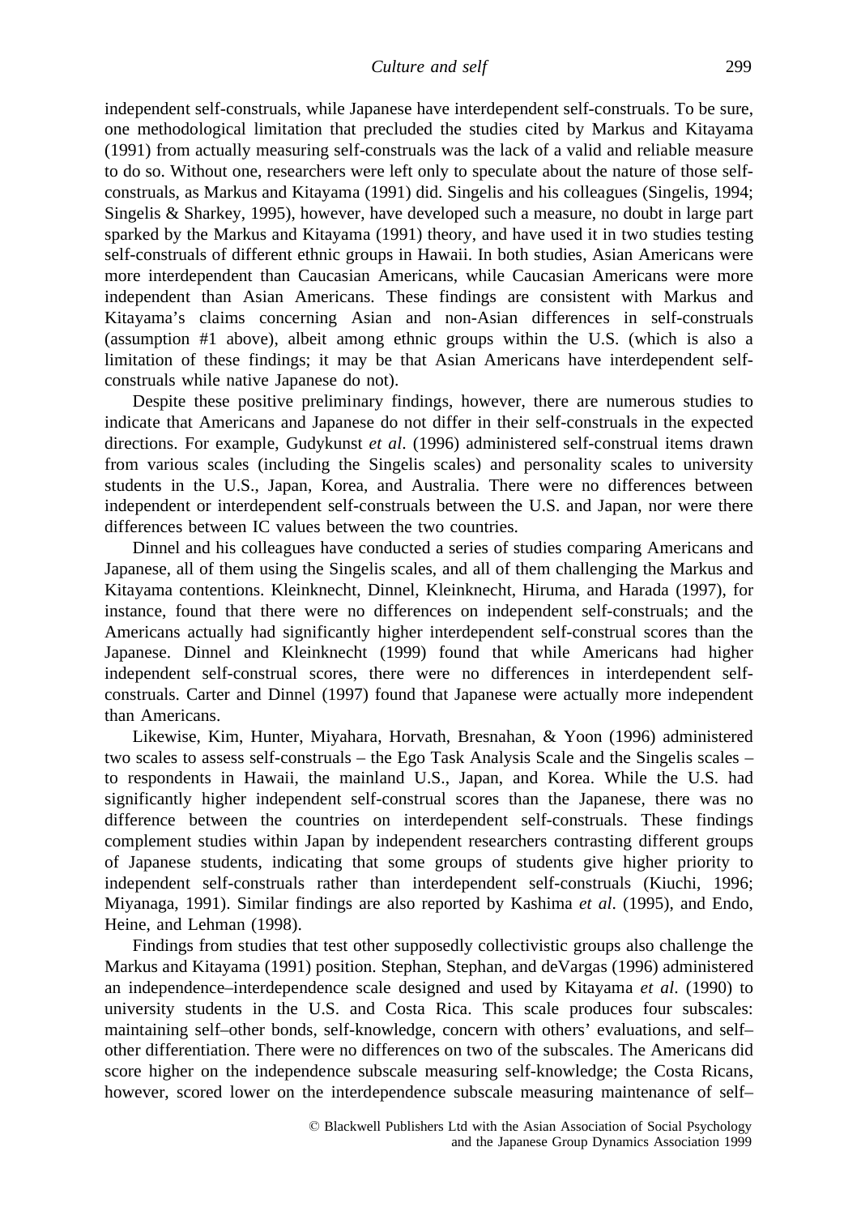independent self-construals, while Japanese have interdependent self-construals. To be sure, one methodological limitation that precluded the studies cited by Markus and Kitayama (1991) from actually measuring self-construals was the lack of a valid and reliable measure to do so. Without one, researchers were left only to speculate about the nature of those self-construals, as Markus and Kitayama (1991) did. Singelis and his colleagues (Singelis, 1994; Singelis & Sharkey, 1995), however, have developed such a measure, no doubt in large part sparked by the Markus and Kitayama (1991) theory, and have used it in two studies testing self-construals of different ethnic groups in Hawaii. In both studies, Asian Americans were more interdependent than Caucasian Americans, while Caucasian Americans were more independent than Asian Americans. These findings are consistent with Markus and Kitayama's claims concerning Asian and non-Asian differences in self-construals (assumption #1 above), albeit among ethnic groups within the U.S. (which is also a limitation of these findings; it may be that Asian Americans have interdependent self-construals while native Japanese do not).

Despite these positive preliminary findings, however, there are numerous studies to indicate that Americans and Japanese do not differ in their self-construals in the expected directions. For example, Gudykunst *et al*. (1996) administered self-construal items drawn from various scales (including the Singelis scales) and personality scales to university students in the U.S., Japan, Korea, and Australia. There were no differences between independent or interdependent self-construals between the U.S. and Japan, nor were there differences between IC values between the two countries.

Dinnel and his colleagues have conducted a series of studies comparing Americans and Japanese, all of them using the Singelis scales, and all of them challenging the Markus and Kitayama contentions. Kleinknecht, Dinnel, Kleinknecht, Hiruma, and Harada (1997), for instance, found that there were no differences on independent self-construals; and the Americans actually had significantly higher interdependent self-construal scores than the Japanese. Dinnel and Kleinknecht (1999) found that while Americans had higher independent self-construal scores, there were no differences in interdependent self-construals. Carter and Dinnel (1997) found that Japanese were actually more independent than Americans.

Likewise, Kim, Hunter, Miyahara, Horvath, Bresnahan, & Yoon (1996) administered two scales to assess self-construals – the Ego Task Analysis Scale and the Singelis scales – to respondents in Hawaii, the mainland U.S., Japan, and Korea. While the U.S. had significantly higher independent self-construal scores than the Japanese, there was no difference between the countries on interdependent self-construals. These findings complement studies within Japan by independent researchers contrasting different groups of Japanese students, indicating that some groups of students give higher priority to independent self-construals rather than interdependent self-construals (Kiuchi, 1996; Miyanaga, 1991). Similar findings are also reported by Kashima *et al*. (1995), and Endo, Heine, and Lehman (1998).

Findings from studies that test other supposedly collectivistic groups also challenge the Markus and Kitayama (1991) position. Stephan, Stephan, and deVargas (1996) administered an independence–interdependence scale designed and used by Kitayama *et al*. (1990) to university students in the U.S. and Costa Rica. This scale produces four subscales: maintaining self–other bonds, self-knowledge, concern with others' evaluations, and self–other differentiation. There were no differences on two of the subscales. The Americans did score higher on the independence subscale measuring self-knowledge; the Costa Ricans, however, scored lower on the interdependence subscale measuring maintenance of self–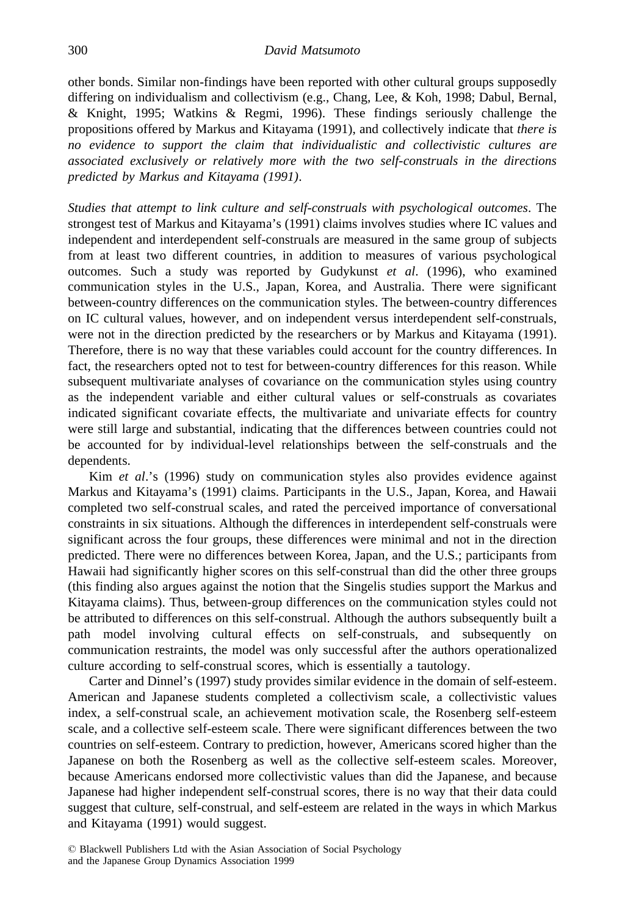other bonds. Similar non-findings have been reported with other cultural groups supposedly differing on individualism and collectivism (e.g., Chang, Lee, & Koh, 1998; Dabul, Bernal, & Knight, 1995; Watkins & Regmi, 1996). These findings seriously challenge the propositions offered by Markus and Kitayama (1991), and collectively indicate that *there is no evidence to support the claim that individualistic and collectivistic cultures are associated exclusively or relatively more with the two self-construals in the directions predicted by Markus and Kitayama (1991)*.

*Studies that attempt to link culture and self-construals with psychological outcomes*. The strongest test of Markus and Kitayama's (1991) claims involves studies where IC values and independent and interdependent self-construals are measured in the same group of subjects from at least two different countries, in addition to measures of various psychological outcomes. Such a study was reported by Gudykunst *et al*. (1996), who examined communication styles in the U.S., Japan, Korea, and Australia. There were significant between-country differences on the communication styles. The between-country differences on IC cultural values, however, and on independent versus interdependent self-construals, were not in the direction predicted by the researchers or by Markus and Kitayama (1991). Therefore, there is no way that these variables could account for the country differences. In fact, the researchers opted not to test for between-country differences for this reason. While subsequent multivariate analyses of covariance on the communication styles using country as the independent variable and either cultural values or self-construals as covariates indicated significant covariate effects, the multivariate and univariate effects for country were still large and substantial, indicating that the differences between countries could not be accounted for by individual-level relationships between the self-construals and the dependents.

Kim *et al*.'s (1996) study on communication styles also provides evidence against Markus and Kitayama's (1991) claims. Participants in the U.S., Japan, Korea, and Hawaii completed two self-construal scales, and rated the perceived importance of conversational constraints in six situations. Although the differences in interdependent self-construals were significant across the four groups, these differences were minimal and not in the direction predicted. There were no differences between Korea, Japan, and the U.S.; participants from Hawaii had significantly higher scores on this self-construal than did the other three groups (this finding also argues against the notion that the Singelis studies support the Markus and Kitayama claims). Thus, between-group differences on the communication styles could not be attributed to differences on this self-construal. Although the authors subsequently built a path model involving cultural effects on self-construals, and subsequently on communication restraints, the model was only successful after the authors operationalized culture according to self-construal scores, which is essentially a tautology.

Carter and Dinnel's (1997) study provides similar evidence in the domain of self-esteem. American and Japanese students completed a collectivism scale, a collectivistic values index, a self-construal scale, an achievement motivation scale, the Rosenberg self-esteem scale, and a collective self-esteem scale. There were significant differences between the two countries on self-esteem. Contrary to prediction, however, Americans scored higher than the Japanese on both the Rosenberg as well as the collective self-esteem scales. Moreover, because Americans endorsed more collectivistic values than did the Japanese, and because Japanese had higher independent self-construal scores, there is no way that their data could suggest that culture, self-construal, and self-esteem are related in the ways in which Markus and Kitayama (1991) would suggest.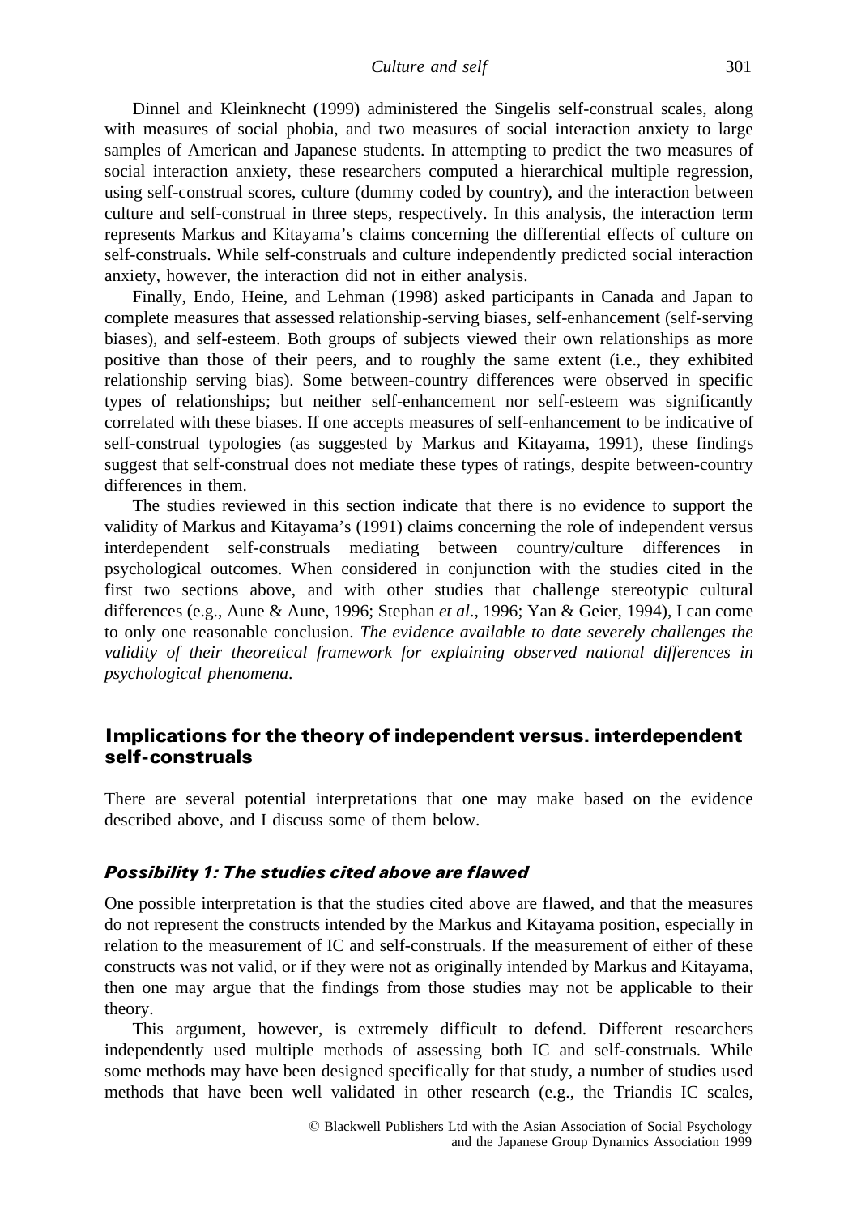Dinnel and Kleinknecht (1999) administered the Singelis self-construal scales, along with measures of social phobia, and two measures of social interaction anxiety to large samples of American and Japanese students. In attempting to predict the two measures of social interaction anxiety, these researchers computed a hierarchical multiple regression, using self-construal scores, culture (dummy coded by country), and the interaction between culture and self-construal in three steps, respectively. In this analysis, the interaction term represents Markus and Kitayama's claims concerning the differential effects of culture on self-construals. While self-construals and culture independently predicted social interaction anxiety, however, the interaction did not in either analysis.

Finally, Endo, Heine, and Lehman (1998) asked participants in Canada and Japan to complete measures that assessed relationship-serving biases, self-enhancement (self-serving biases), and self-esteem. Both groups of subjects viewed their own relationships as more positive than those of their peers, and to roughly the same extent (i.e., they exhibited relationship serving bias). Some between-country differences were observed in specific types of relationships; but neither self-enhancement nor self-esteem was significantly correlated with these biases. If one accepts measures of self-enhancement to be indicative of self-construal typologies (as suggested by Markus and Kitayama, 1991), these findings suggest that self-construal does not mediate these types of ratings, despite between-country differences in them.

The studies reviewed in this section indicate that there is no evidence to support the validity of Markus and Kitayama's (1991) claims concerning the role of independent versus interdependent self-construals mediating between country/culture differences in psychological outcomes. When considered in conjunction with the studies cited in the first two sections above, and with other studies that challenge stereotypic cultural differences (e.g., Aune & Aune, 1996; Stephan *et al*., 1996; Yan & Geier, 1994), I can come to only one reasonable conclusion. *The evidence available to date severely challenges the validity of their theoretical framework for explaining observed national differences in psychological phenomena*.

## Implications for the theory of independent versus. interdependent self-construals

There are several potential interpretations that one may make based on the evidence described above, and I discuss some of them below.

### *Possibility 1: The studies cited above are flawed*

One possible interpretation is that the studies cited above are flawed, and that the measures do not represent the constructs intended by the Markus and Kitayama position, especially in relation to the measurement of IC and self-construals. If the measurement of either of these constructs was not valid, or if they were not as originally intended by Markus and Kitayama, then one may argue that the findings from those studies may not be applicable to their theory.

This argument, however, is extremely difficult to defend. Different researchers independently used multiple methods of assessing both IC and self-construals. While some methods may have been designed specifically for that study, a number of studies used methods that have been well validated in other research (e.g., the Triandis IC scales,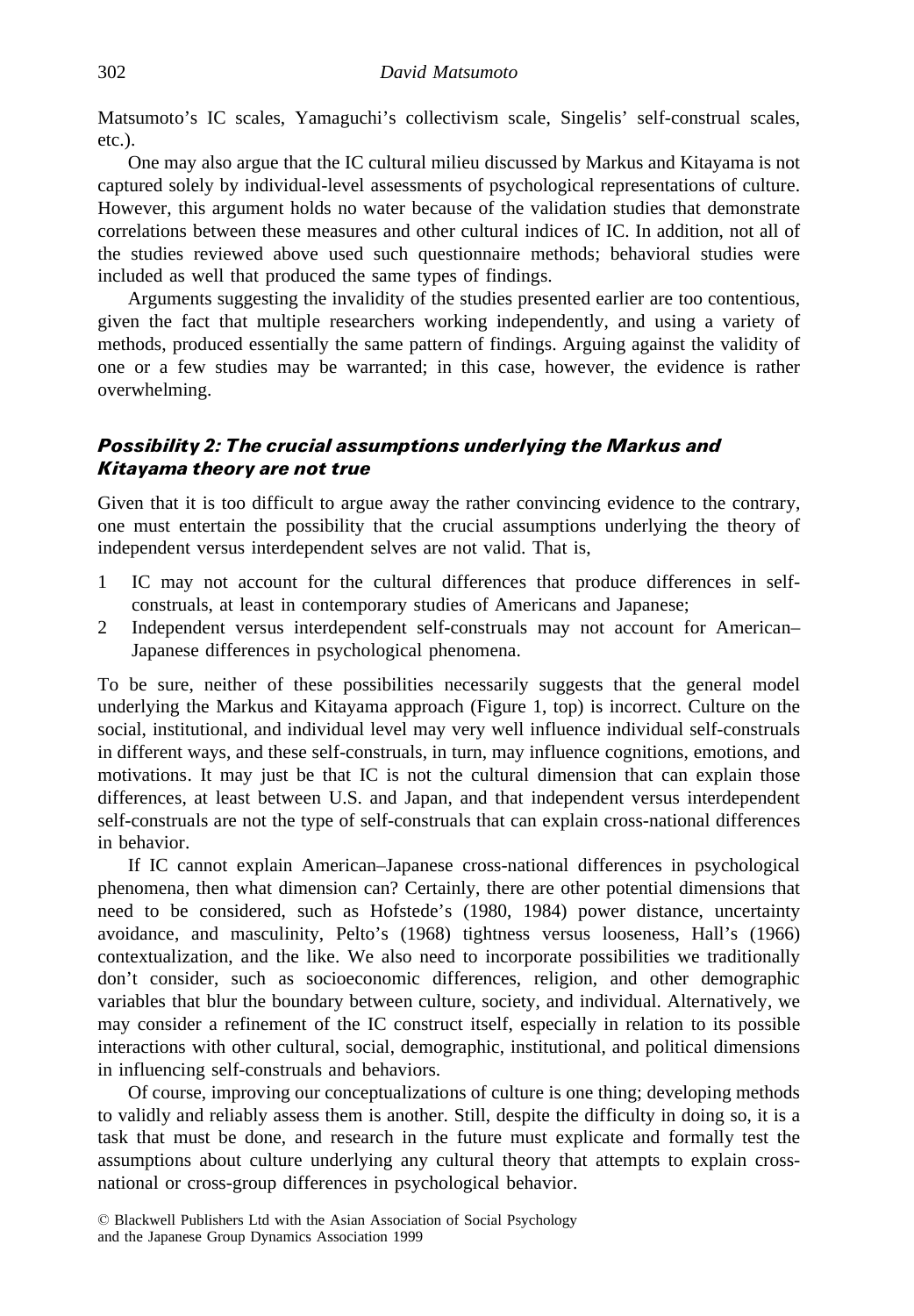Matsumoto's IC scales, Yamaguchi's collectivism scale, Singelis' self-construal scales, etc.).

One may also argue that the IC cultural milieu discussed by Markus and Kitayama is not captured solely by individual-level assessments of psychological representations of culture. However, this argument holds no water because of the validation studies that demonstrate correlations between these measures and other cultural indices of IC. In addition, not all of the studies reviewed above used such questionnaire methods; behavioral studies were included as well that produced the same types of findings.

Arguments suggesting the invalidity of the studies presented earlier are too contentious, given the fact that multiple researchers working independently, and using a variety of methods, produced essentially the same pattern of findings. Arguing against the validity of one or a few studies may be warranted; in this case, however, the evidence is rather overwhelming.

### *Possibility 2: The crucial assumptions underlying the Markus and Kitayama theory are not true*

Given that it is too difficult to argue away the rather convincing evidence to the contrary, one must entertain the possibility that the crucial assumptions underlying the theory of independent versus interdependent selves are not valid. That is,

1. IC may not account for the cultural differences that produce differences in self-construals, at least in contemporary studies of Americans and Japanese;
2. Independent versus interdependent self-construals may not account for American–Japanese differences in psychological phenomena.

To be sure, neither of these possibilities necessarily suggests that the general model underlying the Markus and Kitayama approach (Figure 1, top) is incorrect. Culture on the social, institutional, and individual level may very well influence individual self-construals in different ways, and these self-construals, in turn, may influence cognitions, emotions, and motivations. It may just be that IC is not the cultural dimension that can explain those differences, at least between U.S. and Japan, and that independent versus interdependent self-construals are not the type of self-construals that can explain cross-national differences in behavior.

If IC cannot explain American–Japanese cross-national differences in psychological phenomena, then what dimension can? Certainly, there are other potential dimensions that need to be considered, such as Hofstede's (1980, 1984) power distance, uncertainty avoidance, and masculinity, Pelto's (1968) tightness versus looseness, Hall's (1966) contextualization, and the like. We also need to incorporate possibilities we traditionally don't consider, such as socioeconomic differences, religion, and other demographic variables that blur the boundary between culture, society, and individual. Alternatively, we may consider a refinement of the IC construct itself, especially in relation to its possible interactions with other cultural, social, demographic, institutional, and political dimensions in influencing self-construals and behaviors.

Of course, improving our conceptualizations of culture is one thing; developing methods to validly and reliably assess them is another. Still, despite the difficulty in doing so, it is a task that must be done, and research in the future must explicate and formally test the assumptions about culture underlying any cultural theory that attempts to explain cross-national or cross-group differences in psychological behavior.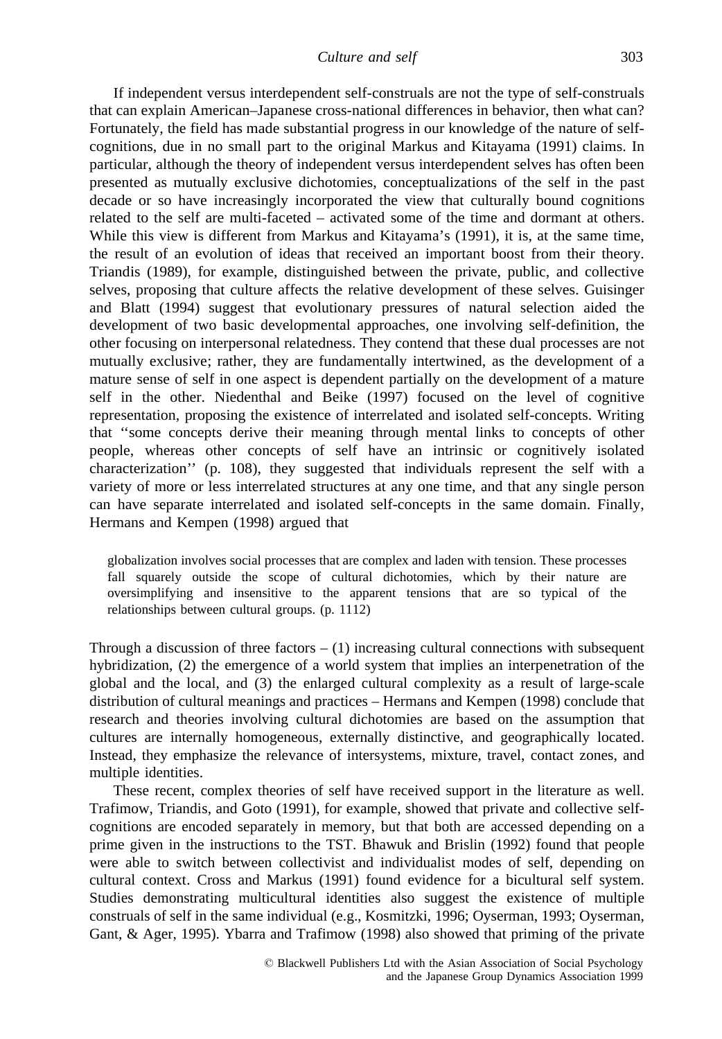If independent versus interdependent self-construals are not the type of self-construals that can explain American–Japanese cross-national differences in behavior, then what can? Fortunately, the field has made substantial progress in our knowledge of the nature of self-cognitions, due in no small part to the original Markus and Kitayama (1991) claims. In particular, although the theory of independent versus interdependent selves has often been presented as mutually exclusive dichotomies, conceptualizations of the self in the past decade or so have increasingly incorporated the view that culturally bound cognitions related to the self are multi-faceted – activated some of the time and dormant at others. While this view is different from Markus and Kitayama's (1991), it is, at the same time, the result of an evolution of ideas that received an important boost from their theory. Triandis (1989), for example, distinguished between the private, public, and collective selves, proposing that culture affects the relative development of these selves. Guisinger and Blatt (1994) suggest that evolutionary pressures of natural selection aided the development of two basic developmental approaches, one involving self-definition, the other focusing on interpersonal relatedness. They contend that these dual processes are not mutually exclusive; rather, they are fundamentally intertwined, as the development of a mature sense of self in one aspect is dependent partially on the development of a mature self in the other. Niedenthal and Beike (1997) focused on the level of cognitive representation, proposing the existence of interrelated and isolated self-concepts. Writing that ''some concepts derive their meaning through mental links to concepts of other people, whereas other concepts of self have an intrinsic or cognitively isolated characterization'' (p. 108), they suggested that individuals represent the self with a variety of more or less interrelated structures at any one time, and that any single person can have separate interrelated and isolated self-concepts in the same domain. Finally, Hermans and Kempen (1998) argued that

> globalization involves social processes that are complex and laden with tension. These processes fall squarely outside the scope of cultural dichotomies, which by their nature are oversimplifying and insensitive to the apparent tensions that are so typical of the relationships between cultural groups. (p. 1112)

Through a discussion of three factors – (1) increasing cultural connections with subsequent hybridization, (2) the emergence of a world system that implies an interpenetration of the global and the local, and (3) the enlarged cultural complexity as a result of large-scale distribution of cultural meanings and practices – Hermans and Kempen (1998) conclude that research and theories involving cultural dichotomies are based on the assumption that cultures are internally homogeneous, externally distinctive, and geographically located. Instead, they emphasize the relevance of intersystems, mixture, travel, contact zones, and multiple identities.

These recent, complex theories of self have received support in the literature as well. Trafimow, Triandis, and Goto (1991), for example, showed that private and collective self-cognitions are encoded separately in memory, but that both are accessed depending on a prime given in the instructions to the TST. Bhawuk and Brislin (1992) found that people were able to switch between collectivist and individualist modes of self, depending on cultural context. Cross and Markus (1991) found evidence for a bicultural self system. Studies demonstrating multicultural identities also suggest the existence of multiple construals of self in the same individual (e.g., Kosmitzki, 1996; Oyserman, 1993; Oyserman, Gant, & Ager, 1995). Ybarra and Trafimow (1998) also showed that priming of the private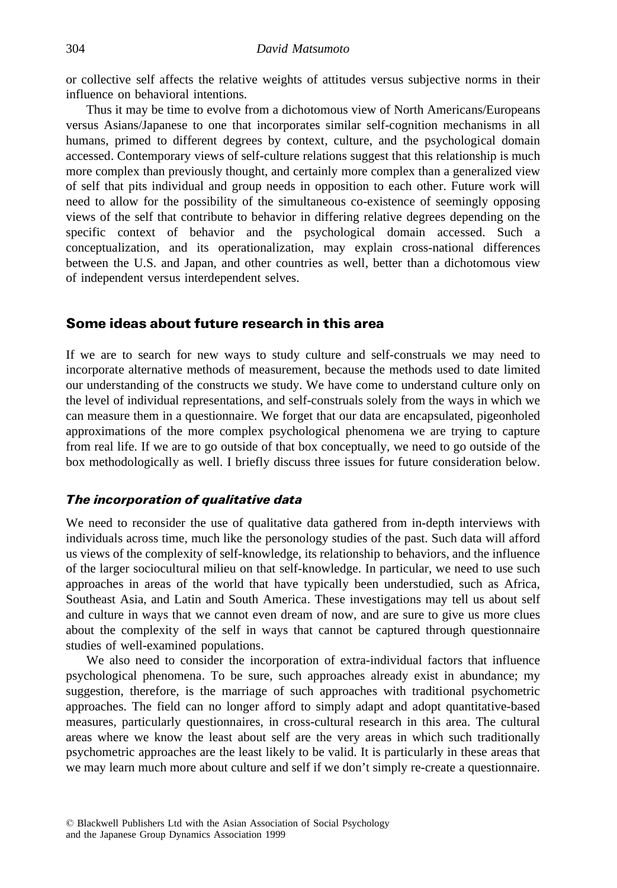or collective self affects the relative weights of attitudes versus subjective norms in their influence on behavioral intentions.

Thus it may be time to evolve from a dichotomous view of North Americans/Europeans versus Asians/Japanese to one that incorporates similar self-cognition mechanisms in all humans, primed to different degrees by context, culture, and the psychological domain accessed. Contemporary views of self-culture relations suggest that this relationship is much more complex than previously thought, and certainly more complex than a generalized view of self that pits individual and group needs in opposition to each other. Future work will need to allow for the possibility of the simultaneous co-existence of seemingly opposing views of the self that contribute to behavior in differing relative degrees depending on the specific context of behavior and the psychological domain accessed. Such a conceptualization, and its operationalization, may explain cross-national differences between the U.S. and Japan, and other countries as well, better than a dichotomous view of independent versus interdependent selves.

## Some ideas about future research in this area

If we are to search for new ways to study culture and self-construals we may need to incorporate alternative methods of measurement, because the methods used to date limited our understanding of the constructs we study. We have come to understand culture only on the level of individual representations, and self-construals solely from the ways in which we can measure them in a questionnaire. We forget that our data are encapsulated, pigeonholed approximations of the more complex psychological phenomena we are trying to capture from real life. If we are to go outside of that box conceptually, we need to go outside of the box methodologically as well. I briefly discuss three issues for future consideration below.

### *The incorporation of qualitative data*

We need to reconsider the use of qualitative data gathered from in-depth interviews with individuals across time, much like the personology studies of the past. Such data will afford us views of the complexity of self-knowledge, its relationship to behaviors, and the influence of the larger sociocultural milieu on that self-knowledge. In particular, we need to use such approaches in areas of the world that have typically been understudied, such as Africa, Southeast Asia, and Latin and South America. These investigations may tell us about self and culture in ways that we cannot even dream of now, and are sure to give us more clues about the complexity of the self in ways that cannot be captured through questionnaire studies of well-examined populations.

We also need to consider the incorporation of extra-individual factors that influence psychological phenomena. To be sure, such approaches already exist in abundance; my suggestion, therefore, is the marriage of such approaches with traditional psychometric approaches. The field can no longer afford to simply adapt and adopt quantitative-based measures, particularly questionnaires, in cross-cultural research in this area. The cultural areas where we know the least about self are the very areas in which such traditionally psychometric approaches are the least likely to be valid. It is particularly in these areas that we may learn much more about culture and self if we don't simply re-create a questionnaire.

© Blackwell Publishers Ltd with the Asian Association of Social Psychology and the Japanese Group Dynamics Association 1999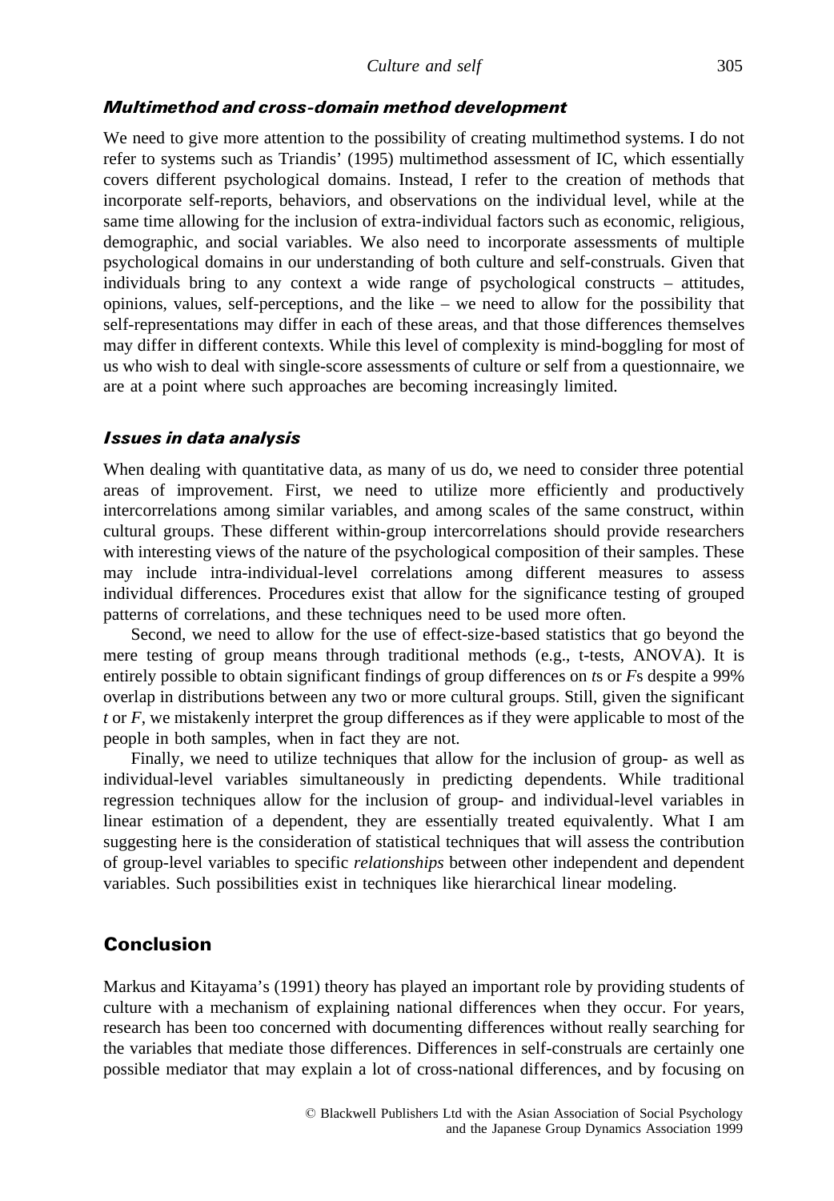### *Multimethod and cross-domain method development*

We need to give more attention to the possibility of creating multimethod systems. I do not refer to systems such as Triandis' (1995) multimethod assessment of IC, which essentially covers different psychological domains. Instead, I refer to the creation of methods that incorporate self-reports, behaviors, and observations on the individual level, while at the same time allowing for the inclusion of extra-individual factors such as economic, religious, demographic, and social variables. We also need to incorporate assessments of multiple psychological domains in our understanding of both culture and self-construals. Given that individuals bring to any context a wide range of psychological constructs – attitudes, opinions, values, self-perceptions, and the like – we need to allow for the possibility that self-representations may differ in each of these areas, and that those differences themselves may differ in different contexts. While this level of complexity is mind-boggling for most of us who wish to deal with single-score assessments of culture or self from a questionnaire, we are at a point where such approaches are becoming increasingly limited.

### *Issues in data analysis*

When dealing with quantitative data, as many of us do, we need to consider three potential areas of improvement. First, we need to utilize more efficiently and productively intercorrelations among similar variables, and among scales of the same construct, within cultural groups. These different within-group intercorrelations should provide researchers with interesting views of the nature of the psychological composition of their samples. These may include intra-individual-level correlations among different measures to assess individual differences. Procedures exist that allow for the significance testing of grouped patterns of correlations, and these techniques need to be used more often.

Second, we need to allow for the use of effect-size-based statistics that go beyond the mere testing of group means through traditional methods (e.g., t-tests, ANOVA). It is entirely possible to obtain significant findings of group differences on *t*s or *F*s despite a 99% overlap in distributions between any two or more cultural groups. Still, given the significant *t* or *F*, we mistakenly interpret the group differences as if they were applicable to most of the people in both samples, when in fact they are not.

Finally, we need to utilize techniques that allow for the inclusion of group- as well as individual-level variables simultaneously in predicting dependents. While traditional regression techniques allow for the inclusion of group- and individual-level variables in linear estimation of a dependent, they are essentially treated equivalently. What I am suggesting here is the consideration of statistical techniques that will assess the contribution of group-level variables to specific *relationships* between other independent and dependent variables. Such possibilities exist in techniques like hierarchical linear modeling.

## Conclusion

Markus and Kitayama's (1991) theory has played an important role by providing students of culture with a mechanism of explaining national differences when they occur. For years, research has been too concerned with documenting differences without really searching for the variables that mediate those differences. Differences in self-construals are certainly one possible mediator that may explain a lot of cross-national differences, and by focusing on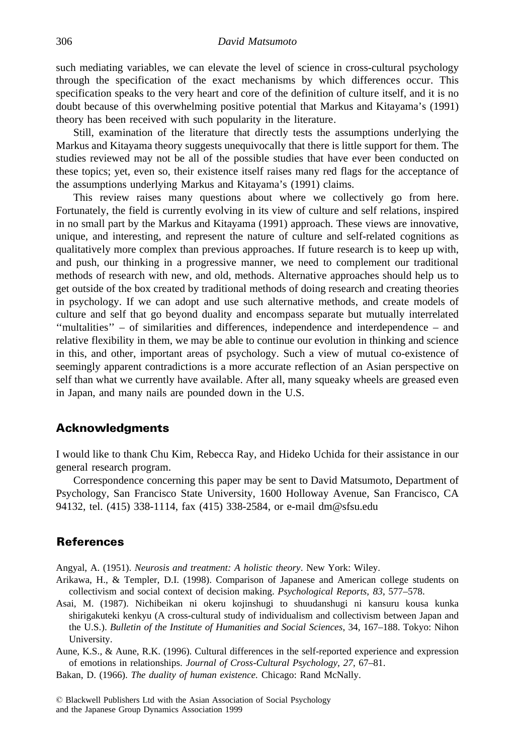such mediating variables, we can elevate the level of science in cross-cultural psychology through the specification of the exact mechanisms by which differences occur. This specification speaks to the very heart and core of the definition of culture itself, and it is no doubt because of this overwhelming positive potential that Markus and Kitayama's (1991) theory has been received with such popularity in the literature.

Still, examination of the literature that directly tests the assumptions underlying the Markus and Kitayama theory suggests unequivocally that there is little support for them. The studies reviewed may not be all of the possible studies that have ever been conducted on these topics; yet, even so, their existence itself raises many red flags for the acceptance of the assumptions underlying Markus and Kitayama's (1991) claims.

This review raises many questions about where we collectively go from here. Fortunately, the field is currently evolving in its view of culture and self relations, inspired in no small part by the Markus and Kitayama (1991) approach. These views are innovative, unique, and interesting, and represent the nature of culture and self-related cognitions as qualitatively more complex than previous approaches. If future research is to keep up with, and push, our thinking in a progressive manner, we need to complement our traditional methods of research with new, and old, methods. Alternative approaches should help us to get outside of the box created by traditional methods of doing research and creating theories in psychology. If we can adopt and use such alternative methods, and create models of culture and self that go beyond duality and encompass separate but mutually interrelated ''multalities'' – of similarities and differences, independence and interdependence – and relative flexibility in them, we may be able to continue our evolution in thinking and science in this, and other, important areas of psychology. Such a view of mutual co-existence of seemingly apparent contradictions is a more accurate reflection of an Asian perspective on self than what we currently have available. After all, many squeaky wheels are greased even in Japan, and many nails are pounded down in the U.S.

## Acknowledgments

I would like to thank Chu Kim, Rebecca Ray, and Hideko Uchida for their assistance in our general research program.

Correspondence concerning this paper may be sent to David Matsumoto, Department of Psychology, San Francisco State University, 1600 Holloway Avenue, San Francisco, CA 94132, tel. (415) 338-1114, fax (415) 338-2584, or e-mail dm@sfsu.edu

## References

Angyal, A. (1951). *Neurosis and treatment: A holistic theory*. New York: Wiley.

Arikawa, H., & Templer, D.I. (1998). Comparison of Japanese and American college students on collectivism and social context of decision making. *Psychological Reports, 83*, 577–578.

Asai, M. (1987). Nichibeikan ni okeru kojinshugi to shuudanshugi ni kansuru kousa kunka shirigakuteki kenkyu (A cross-cultural study of individualism and collectivism between Japan and the U.S.). *Bulletin of the Institute of Humanities and Social Sciences*, 34, 167–188. Tokyo: Nihon University.

Aune, K.S., & Aune, R.K. (1996). Cultural differences in the self-reported experience and expression of emotions in relationships. *Journal of Cross-Cultural Psychology, 27*, 67–81.

Bakan, D. (1966). *The duality of human existence.* Chicago: Rand McNally.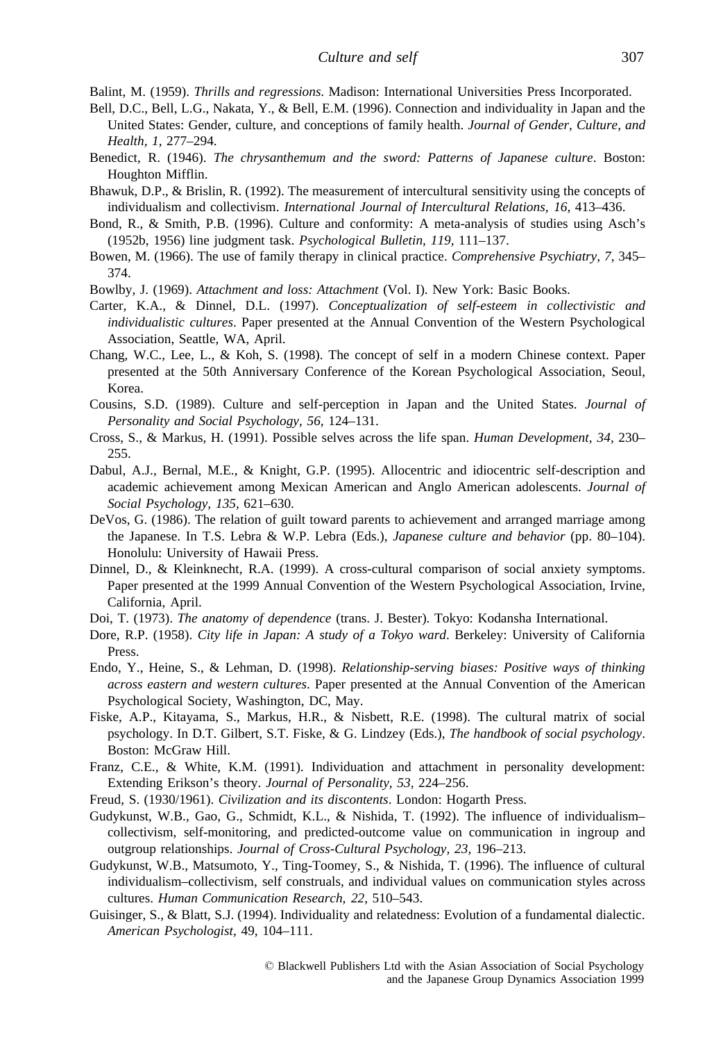Balint, M. (1959). *Thrills and regressions.* Madison: International Universities Press Incorporated.

Bell, D.C., Bell, L.G., Nakata, Y., & Bell, E.M. (1996). Connection and individuality in Japan and the United States: Gender, culture, and conceptions of family health. *Journal of Gender, Culture, and Health, 1,* 277–294.

Benedict, R. (1946). *The chrysanthemum and the sword: Patterns of Japanese culture*. Boston: Houghton Mifflin.

Bhawuk, D.P., & Brislin, R. (1992). The measurement of intercultural sensitivity using the concepts of individualism and collectivism. *International Journal of Intercultural Relations, 16,* 413–436.

Bond, R., & Smith, P.B. (1996). Culture and conformity: A meta-analysis of studies using Asch's (1952b, 1956) line judgment task. *Psychological Bulletin, 119,* 111–137.

Bowen, M. (1966). The use of family therapy in clinical practice. *Comprehensive Psychiatry, 7,* 345–374.

Bowlby, J. (1969). *Attachment and loss: Attachment* (Vol. I). New York: Basic Books.

Carter, K.A., & Dinnel, D.L. (1997). *Conceptualization of self-esteem in collectivistic and individualistic cultures*. Paper presented at the Annual Convention of the Western Psychological Association, Seattle, WA, April.

Chang, W.C., Lee, L., & Koh, S. (1998). The concept of self in a modern Chinese context. Paper presented at the 50th Anniversary Conference of the Korean Psychological Association, Seoul, Korea.

Cousins, S.D. (1989). Culture and self-perception in Japan and the United States. *Journal of Personality and Social Psychology, 56,* 124–131.

Cross, S., & Markus, H. (1991). Possible selves across the life span. *Human Development, 34,* 230–255.

Dabul, A.J., Bernal, M.E., & Knight, G.P. (1995). Allocentric and idiocentric self-description and academic achievement among Mexican American and Anglo American adolescents. *Journal of Social Psychology, 135,* 621–630.

DeVos, G. (1986). The relation of guilt toward parents to achievement and arranged marriage among the Japanese. In T.S. Lebra & W.P. Lebra (Eds.), *Japanese culture and behavior* (pp. 80–104). Honolulu: University of Hawaii Press.

Dinnel, D., & Kleinknecht, R.A. (1999). A cross-cultural comparison of social anxiety symptoms. Paper presented at the 1999 Annual Convention of the Western Psychological Association, Irvine, California, April.

Doi, T. (1973). *The anatomy of dependence* (trans. J. Bester). Tokyo: Kodansha International.

Dore, R.P. (1958). *City life in Japan: A study of a Tokyo ward*. Berkeley: University of California Press.

Endo, Y., Heine, S., & Lehman, D. (1998). *Relationship-serving biases: Positive ways of thinking across eastern and western cultures*. Paper presented at the Annual Convention of the American Psychological Society, Washington, DC, May.

Fiske, A.P., Kitayama, S., Markus, H.R., & Nisbett, R.E. (1998). The cultural matrix of social psychology. In D.T. Gilbert, S.T. Fiske, & G. Lindzey (Eds.), *The handbook of social psychology*. Boston: McGraw Hill.

Franz, C.E., & White, K.M. (1991). Individuation and attachment in personality development: Extending Erikson's theory. *Journal of Personality, 53,* 224–256.

Freud, S. (1930/1961). *Civilization and its discontents*. London: Hogarth Press.

Gudykunst, W.B., Gao, G., Schmidt, K.L., & Nishida, T. (1992). The influence of individualism–collectivism, self-monitoring, and predicted-outcome value on communication in ingroup and outgroup relationships. *Journal of Cross-Cultural Psychology, 23,* 196–213.

Gudykunst, W.B., Matsumoto, Y., Ting-Toomey, S., & Nishida, T. (1996). The influence of cultural individualism–collectivism, self construals, and individual values on communication styles across cultures. *Human Communication Research, 22,* 510–543.

Guisinger, S., & Blatt, S.J. (1994). Individuality and relatedness: Evolution of a fundamental dialectic. *American Psychologist*, 49, 104–111.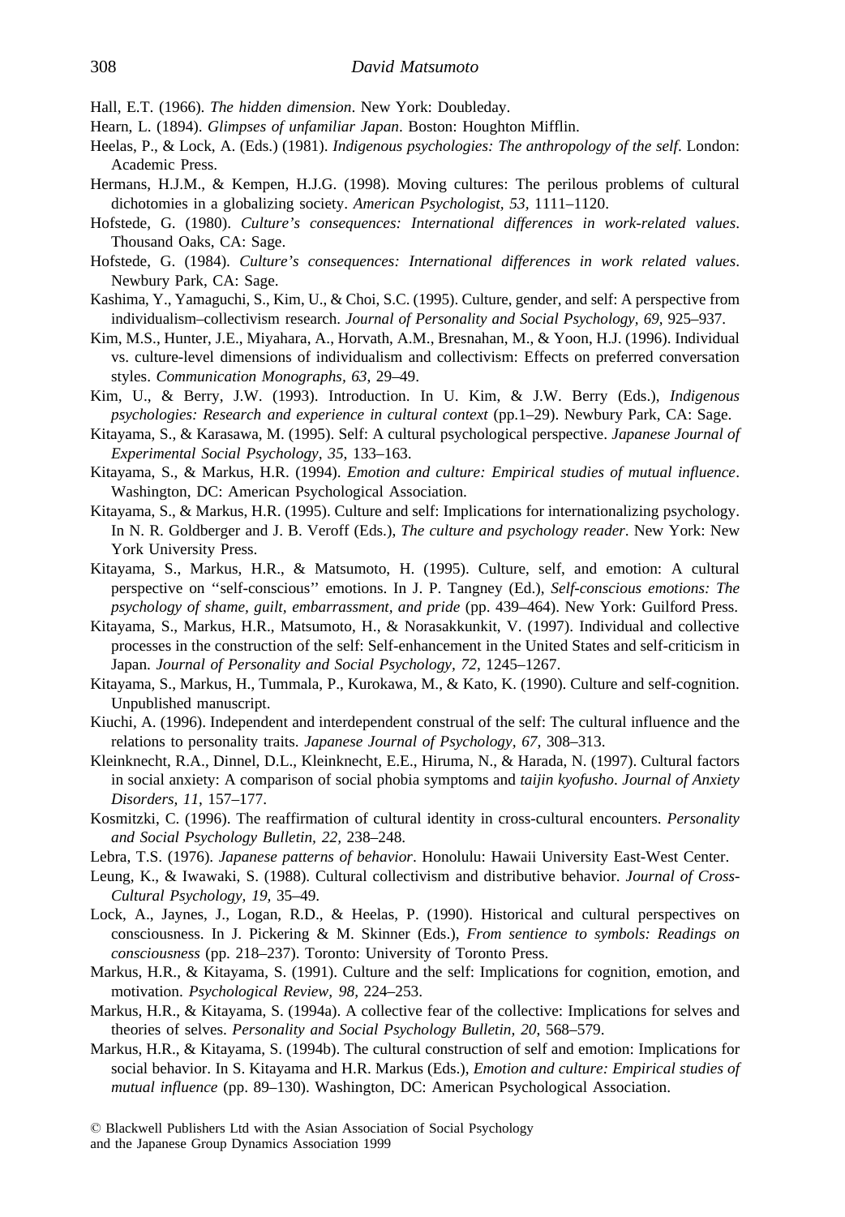Hall, E.T. (1966). *The hidden dimension*. New York: Doubleday.

Hearn, L. (1894). *Glimpses of unfamiliar Japan*. Boston: Houghton Mifflin.

Heelas, P., & Lock, A. (Eds.) (1981). *Indigenous psychologies: The anthropology of the self*. London: Academic Press.

Hermans, H.J.M., & Kempen, H.J.G. (1998). Moving cultures: The perilous problems of cultural dichotomies in a globalizing society. *American Psychologist, 53,* 1111–1120.

Hofstede, G. (1980). *Culture's consequences: International differences in work-related values*. Thousand Oaks, CA: Sage.

Hofstede, G. (1984). *Culture's consequences: International differences in work related values*. Newbury Park, CA: Sage.

Kashima, Y., Yamaguchi, S., Kim, U., & Choi, S.C. (1995). Culture, gender, and self: A perspective from individualism–collectivism research. *Journal of Personality and Social Psychology, 69,* 925–937.

Kim, M.S., Hunter, J.E., Miyahara, A., Horvath, A.M., Bresnahan, M., & Yoon, H.J. (1996). Individual vs. culture-level dimensions of individualism and collectivism: Effects on preferred conversation styles. *Communication Monographs, 63,* 29–49.

Kim, U., & Berry, J.W. (1993). Introduction. In U. Kim, & J.W. Berry (Eds.), *Indigenous psychologies: Research and experience in cultural context* (pp.1–29). Newbury Park, CA: Sage.

Kitayama, S., & Karasawa, M. (1995). Self: A cultural psychological perspective. *Japanese Journal of Experimental Social Psychology, 35,* 133–163.

Kitayama, S., & Markus, H.R. (1994). *Emotion and culture: Empirical studies of mutual influence*. Washington, DC: American Psychological Association.

Kitayama, S., & Markus, H.R. (1995). Culture and self: Implications for internationalizing psychology. In N. R. Goldberger and J. B. Veroff (Eds.), *The culture and psychology reader*. New York: New York University Press.

Kitayama, S., Markus, H.R., & Matsumoto, H. (1995). Culture, self, and emotion: A cultural perspective on ''self-conscious'' emotions. In J. P. Tangney (Ed.), *Self-conscious emotions: The psychology of shame, guilt, embarrassment, and pride* (pp. 439–464). New York: Guilford Press.

Kitayama, S., Markus, H.R., Matsumoto, H., & Norasakkunkit, V. (1997). Individual and collective processes in the construction of the self: Self-enhancement in the United States and self-criticism in Japan. *Journal of Personality and Social Psychology, 72,* 1245–1267.

Kitayama, S., Markus, H., Tummala, P., Kurokawa, M., & Kato, K. (1990). Culture and self-cognition. Unpublished manuscript.

Kiuchi, A. (1996). Independent and interdependent construal of the self: The cultural influence and the relations to personality traits. *Japanese Journal of Psychology, 67,* 308–313.

Kleinknecht, R.A., Dinnel, D.L., Kleinknecht, E.E., Hiruma, N., & Harada, N. (1997). Cultural factors in social anxiety: A comparison of social phobia symptoms and *taijin kyofusho*. *Journal of Anxiety Disorders, 11,* 157–177.

Kosmitzki, C. (1996). The reaffirmation of cultural identity in cross-cultural encounters. *Personality and Social Psychology Bulletin, 22,* 238–248.

Lebra, T.S. (1976). *Japanese patterns of behavior*. Honolulu: Hawaii University East-West Center.

Leung, K., & Iwawaki, S. (1988). Cultural collectivism and distributive behavior. *Journal of Cross-Cultural Psychology, 19,* 35–49.

Lock, A., Jaynes, J., Logan, R.D., & Heelas, P. (1990). Historical and cultural perspectives on consciousness. In J. Pickering & M. Skinner (Eds.), *From sentience to symbols: Readings on consciousness* (pp. 218–237). Toronto: University of Toronto Press.

Markus, H.R., & Kitayama, S. (1991). Culture and the self: Implications for cognition, emotion, and motivation. *Psychological Review, 98,* 224–253.

Markus, H.R., & Kitayama, S. (1994a). A collective fear of the collective: Implications for selves and theories of selves. *Personality and Social Psychology Bulletin, 20,* 568–579.

Markus, H.R., & Kitayama, S. (1994b). The cultural construction of self and emotion: Implications for social behavior. In S. Kitayama and H.R. Markus (Eds.), *Emotion and culture: Empirical studies of mutual influence* (pp. 89–130). Washington, DC: American Psychological Association.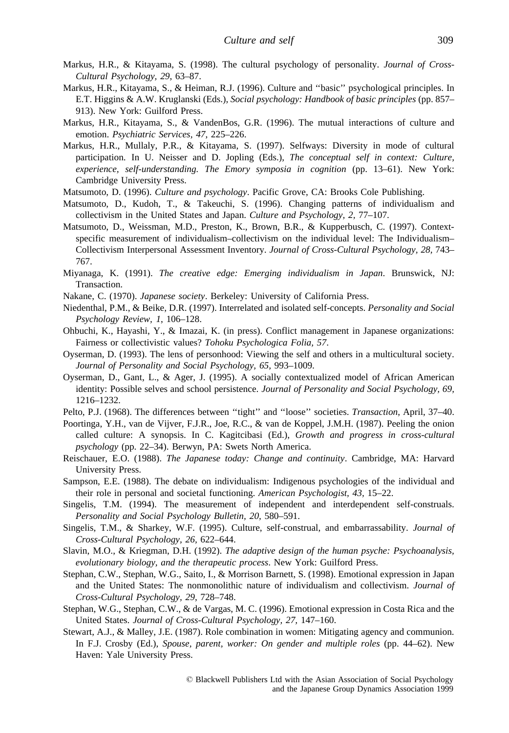Markus, H.R., & Kitayama, S. (1998). The cultural psychology of personality. *Journal of Cross-Cultural Psychology, 29*, 63–87.

Markus, H.R., Kitayama, S., & Heiman, R.J. (1996). Culture and ''basic'' psychological principles. In E.T. Higgins & A.W. Kruglanski (Eds.), *Social psychology: Handbook of basic principles* (pp. 857–913). New York: Guilford Press.

Markus, H.R., Kitayama, S., & VandenBos, G.R. (1996). The mutual interactions of culture and emotion. *Psychiatric Services, 47*, 225–226.

Markus, H.R., Mullaly, P.R., & Kitayama, S. (1997). Selfways: Diversity in mode of cultural participation. In U. Neisser and D. Jopling (Eds.), *The conceptual self in context: Culture, experience, self-understanding. The Emory symposia in cognition* (pp. 13–61). New York: Cambridge University Press.

Matsumoto, D. (1996). *Culture and psychology*. Pacific Grove, CA: Brooks Cole Publishing.

Matsumoto, D., Kudoh, T., & Takeuchi, S. (1996). Changing patterns of individualism and collectivism in the United States and Japan. *Culture and Psychology, 2*, 77–107.

Matsumoto, D., Weissman, M.D., Preston, K., Brown, B.R., & Kupperbusch, C. (1997). Context-specific measurement of individualism–collectivism on the individual level: The Individualism–Collectivism Interpersonal Assessment Inventory. *Journal of Cross-Cultural Psychology, 28*, 743–767.

Miyanaga, K. (1991). *The creative edge: Emerging individualism in Japan*. Brunswick, NJ: Transaction.

Nakane, C. (1970). *Japanese society*. Berkeley: University of California Press.

Niedenthal, P.M., & Beike, D.R. (1997). Interrelated and isolated self-concepts. *Personality and Social Psychology Review, 1*, 106–128.

Ohbuchi, K., Hayashi, Y., & Imazai, K. (in press). Conflict management in Japanese organizations: Fairness or collectivistic values? *Tohoku Psychologica Folia, 57*.

Oyserman, D. (1993). The lens of personhood: Viewing the self and others in a multicultural society. *Journal of Personality and Social Psychology, 65*, 993–1009.

Oyserman, D., Gant, L., & Ager, J. (1995). A socially contextualized model of African American identity: Possible selves and school persistence. *Journal of Personality and Social Psychology, 69*, 1216–1232.

Pelto, P.J. (1968). The differences between ''tight'' and ''loose'' societies. *Transaction*, April, 37–40.

Poortinga, Y.H., van de Vijver, F.J.R., Joe, R.C., & van de Koppel, J.M.H. (1987). Peeling the onion called culture: A synopsis. In C. Kagitcibasi (Ed.), *Growth and progress in cross-cultural psychology* (pp. 22–34). Berwyn, PA: Swets North America.

Reischauer, E.O. (1988). *The Japanese today: Change and continuity*. Cambridge, MA: Harvard University Press.

Sampson, E.E. (1988). The debate on individualism: Indigenous psychologies of the individual and their role in personal and societal functioning. *American Psychologist, 43*, 15–22.

Singelis, T.M. (1994). The measurement of independent and interdependent self-construals. *Personality and Social Psychology Bulletin, 20*, 580–591.

Singelis, T.M., & Sharkey, W.F. (1995). Culture, self-construal, and embarrassability. *Journal of Cross-Cultural Psychology, 26*, 622–644.

Slavin, M.O., & Kriegman, D.H. (1992). *The adaptive design of the human psyche: Psychoanalysis, evolutionary biology, and the therapeutic process*. New York: Guilford Press.

Stephan, C.W., Stephan, W.G., Saito, I., & Morrison Barnett, S. (1998). Emotional expression in Japan and the United States: The nonmonolithic nature of individualism and collectivism. *Journal of Cross-Cultural Psychology, 29*, 728–748.

Stephan, W.G., Stephan, C.W., & de Vargas, M. C. (1996). Emotional expression in Costa Rica and the United States. *Journal of Cross-Cultural Psychology, 27*, 147–160.

Stewart, A.J., & Malley, J.E. (1987). Role combination in women: Mitigating agency and communion. In F.J. Crosby (Ed.), *Spouse, parent, worker: On gender and multiple roles* (pp. 44–62). New Haven: Yale University Press.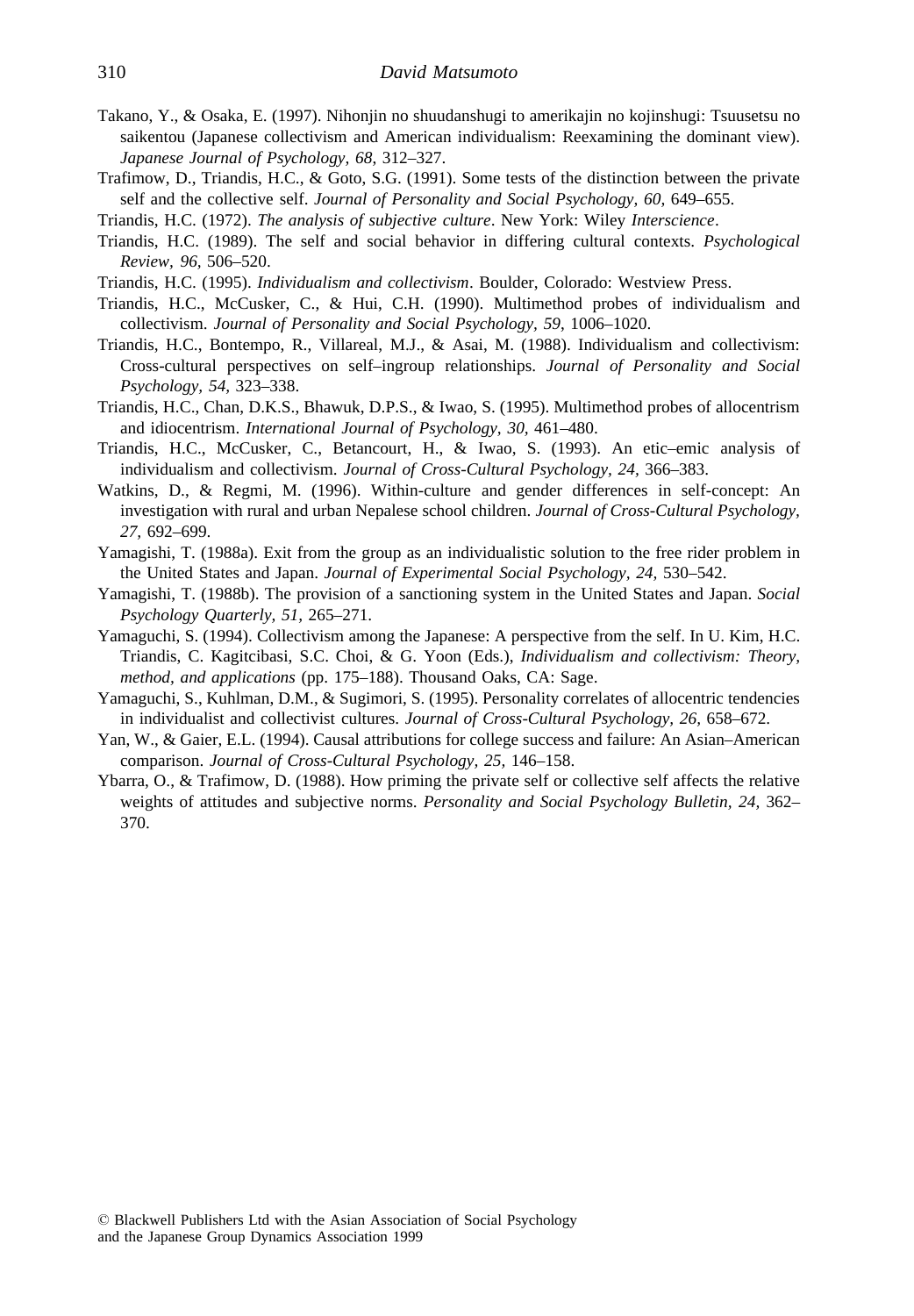Takano, Y., & Osaka, E. (1997). Nihonjin no shuudanshugi to amerikajin no kojinshugi: Tsuusetsu no saikentou (Japanese collectivism and American individualism: Reexamining the dominant view). *Japanese Journal of Psychology, 68*, 312–327.

Trafimow, D., Triandis, H.C., & Goto, S.G. (1991). Some tests of the distinction between the private self and the collective self. *Journal of Personality and Social Psychology, 60*, 649–655.

Triandis, H.C. (1972). *The analysis of subjective culture*. New York: Wiley *Interscience*.

Triandis, H.C. (1989). The self and social behavior in differing cultural contexts. *Psychological Review, 96*, 506–520.

Triandis, H.C. (1995). *Individualism and collectivism*. Boulder, Colorado: Westview Press.

Triandis, H.C., McCusker, C., & Hui, C.H. (1990). Multimethod probes of individualism and collectivism. *Journal of Personality and Social Psychology, 59*, 1006–1020.

Triandis, H.C., Bontempo, R., Villareal, M.J., & Asai, M. (1988). Individualism and collectivism: Cross-cultural perspectives on self–ingroup relationships. *Journal of Personality and Social Psychology, 54*, 323–338.

Triandis, H.C., Chan, D.K.S., Bhawuk, D.P.S., & Iwao, S. (1995). Multimethod probes of allocentrism and idiocentrism. *International Journal of Psychology, 30*, 461–480.

Triandis, H.C., McCusker, C., Betancourt, H., & Iwao, S. (1993). An etic–emic analysis of individualism and collectivism. *Journal of Cross-Cultural Psychology, 24*, 366–383.

Watkins, D., & Regmi, M. (1996). Within-culture and gender differences in self-concept: An investigation with rural and urban Nepalese school children. *Journal of Cross-Cultural Psychology, 27*, 692–699.

Yamagishi, T. (1988a). Exit from the group as an individualistic solution to the free rider problem in the United States and Japan. *Journal of Experimental Social Psychology, 24*, 530–542.

Yamagishi, T. (1988b). The provision of a sanctioning system in the United States and Japan. *Social Psychology Quarterly, 51*, 265–271.

Yamaguchi, S. (1994). Collectivism among the Japanese: A perspective from the self. In U. Kim, H.C. Triandis, C. Kagitcibasi, S.C. Choi, & G. Yoon (Eds.), *Individualism and collectivism: Theory, method, and applications* (pp. 175–188). Thousand Oaks, CA: Sage.

Yamaguchi, S., Kuhlman, D.M., & Sugimori, S. (1995). Personality correlates of allocentric tendencies in individualist and collectivist cultures. *Journal of Cross-Cultural Psychology, 26*, 658–672.

Yan, W., & Gaier, E.L. (1994). Causal attributions for college success and failure: An Asian–American comparison. *Journal of Cross-Cultural Psychology, 25*, 146–158.

Ybarra, O., & Trafimow, D. (1988). How priming the private self or collective self affects the relative weights of attitudes and subjective norms. *Personality and Social Psychology Bulletin, 24*, 362–370.